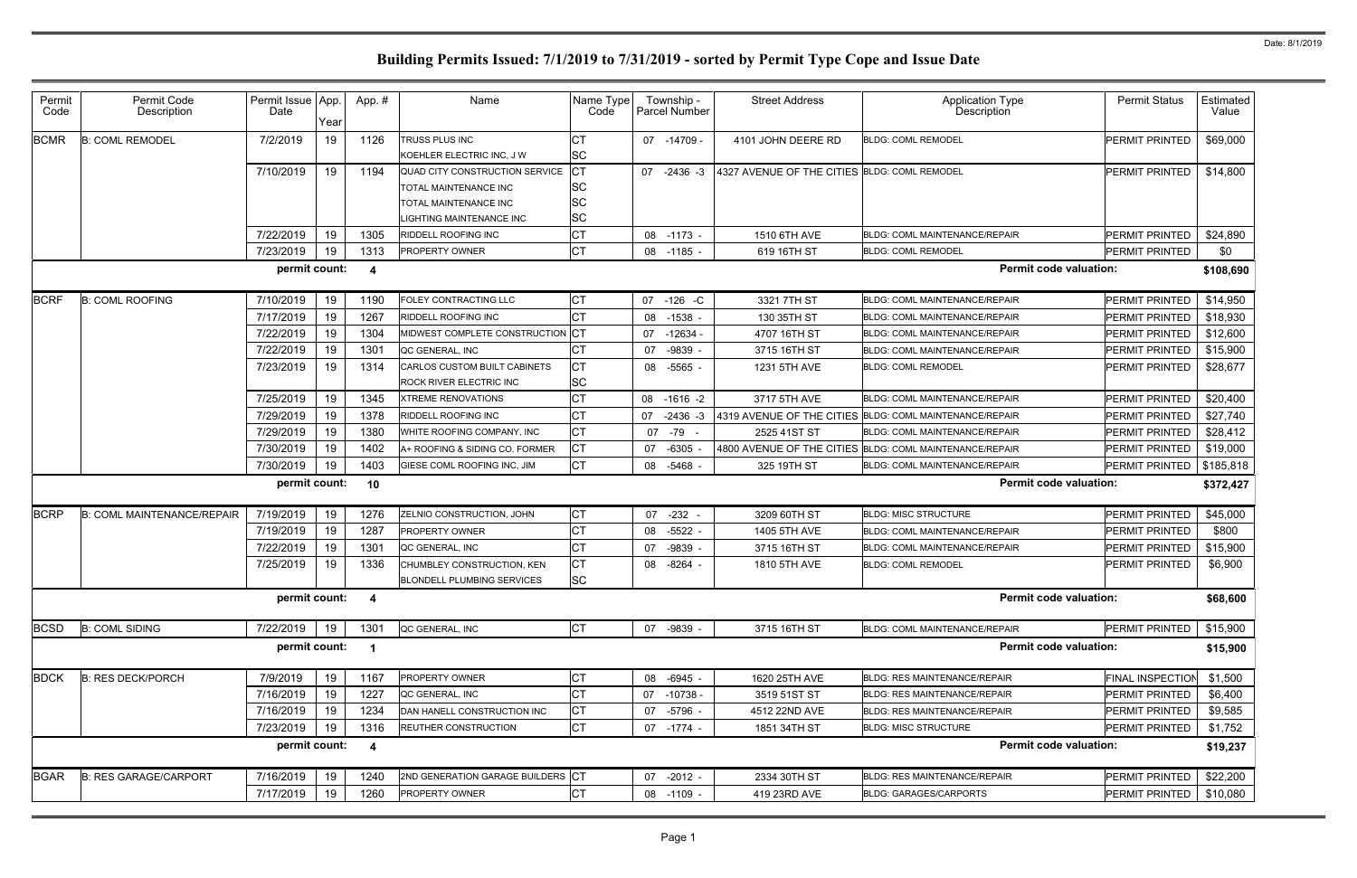Date: 8/1/2019

# Building Permits Issued: 7/1/2019 to 7/31/2019 - sorted by Permit Type Cope and Issue Date

| Permit Code | Permit Code Description | Permit Issue Date | App. Year | App. # | Name | Name Type Code | Township - Parcel Number | Street Address | Application Type Description | Permit Status | Estimated Value |
|---|---|---|---|---|---|---|---|---|---|---|---|
| BCMR | B: COML REMODEL | 7/2/2019 | 19 | 1126 | TRUSS PLUS INC | CT | 07 -14709 - | 4101 JOHN DEERE RD | BLDG: COML REMODEL | PERMIT PRINTED | $69,000 |
| | | | | | KOEHLER ELECTRIC INC, J W | SC | | | | | |
| | | 7/10/2019 | 19 | 1194 | QUAD CITY CONSTRUCTION SERVICE | CT | 07 -2436 -3 | 4327 AVENUE OF THE CITIES | BLDG: COML REMODEL | PERMIT PRINTED | $14,800 |
| | | | | | TOTAL MAINTENANCE INC | SC | | | | | |
| | | | | | TOTAL MAINTENANCE INC | SC | | | | | |
| | | | | | LIGHTING MAINTENANCE INC | SC | | | | | |
| | | 7/22/2019 | 19 | 1305 | RIDDELL ROOFING INC | CT | 08 -1173 - | 1510 6TH AVE | BLDG: COML MAINTENANCE/REPAIR | PERMIT PRINTED | $24,890 |
| | | 7/23/2019 | 19 | 1313 | PROPERTY OWNER | CT | 08 -1185 - | 619 16TH ST | BLDG: COML REMODEL | PERMIT PRINTED | $0 |
| | | **permit count:** | | **4** | | | | | **Permit code valuation:** | | **$108,690** |
| BCRF | B: COML ROOFING | 7/10/2019 | 19 | 1190 | FOLEY CONTRACTING LLC | CT | 07 -126 -C | 3321 7TH ST | BLDG: COML MAINTENANCE/REPAIR | PERMIT PRINTED | $14,950 |
| | | 7/17/2019 | 19 | 1267 | RIDDELL ROOFING INC | CT | 08 -1538 - | 130 35TH ST | BLDG: COML MAINTENANCE/REPAIR | PERMIT PRINTED | $18,930 |
| | | 7/22/2019 | 19 | 1304 | MIDWEST COMPLETE CONSTRUCTION | CT | 07 -12634 - | 4707 16TH ST | BLDG: COML MAINTENANCE/REPAIR | PERMIT PRINTED | $12,600 |
| | | 7/22/2019 | 19 | 1301 | QC GENERAL, INC | CT | 07 -9839 - | 3715 16TH ST | BLDG: COML MAINTENANCE/REPAIR | PERMIT PRINTED | $15,900 |
| | | 7/23/2019 | 19 | 1314 | CARLOS CUSTOM BUILT CABINETS | CT | 08 -5565 - | 1231 5TH AVE | BLDG: COML REMODEL | PERMIT PRINTED | $28,677 |
| | | | | | ROCK RIVER ELECTRIC INC | SC | | | | | |
| | | 7/25/2019 | 19 | 1345 | XTREME RENOVATIONS | CT | 08 -1616 -2 | 3717 5TH AVE | BLDG: COML MAINTENANCE/REPAIR | PERMIT PRINTED | $20,400 |
| | | 7/29/2019 | 19 | 1378 | RIDDELL ROOFING INC | CT | 07 -2436 -3 | 4319 AVENUE OF THE CITIES | BLDG: COML MAINTENANCE/REPAIR | PERMIT PRINTED | $27,740 |
| | | 7/29/2019 | 19 | 1380 | WHITE ROOFING COMPANY, INC | CT | 07 -79 - | 2525 41ST ST | BLDG: COML MAINTENANCE/REPAIR | PERMIT PRINTED | $28,412 |
| | | 7/30/2019 | 19 | 1402 | A+ ROOFING & SIDING CO. FORMER | CT | 07 -6305 - | 4800 AVENUE OF THE CITIES | BLDG: COML MAINTENANCE/REPAIR | PERMIT PRINTED | $19,000 |
| | | 7/30/2019 | 19 | 1403 | GIESE COML ROOFING INC, JIM | CT | 08 -5468 - | 325 19TH ST | BLDG: COML MAINTENANCE/REPAIR | PERMIT PRINTED | $185,818 |
| | | **permit count:** | | **10** | | | | | **Permit code valuation:** | | **$372,427** |
| BCRP | B: COML MAINTENANCE/REPAIR | 7/19/2019 | 19 | 1276 | ZELNIO CONSTRUCTION, JOHN | CT | 07 -232 - | 3209 60TH ST | BLDG: MISC STRUCTURE | PERMIT PRINTED | $45,000 |
| | | 7/19/2019 | 19 | 1287 | PROPERTY OWNER | CT | 08 -5522 - | 1405 5TH AVE | BLDG: COML MAINTENANCE/REPAIR | PERMIT PRINTED | $800 |
| | | 7/22/2019 | 19 | 1301 | QC GENERAL, INC | CT | 07 -9839 - | 3715 16TH ST | BLDG: COML MAINTENANCE/REPAIR | PERMIT PRINTED | $15,900 |
| | | 7/25/2019 | 19 | 1336 | CHUMBLEY CONSTRUCTION, KEN | CT | 08 -8264 - | 1810 5TH AVE | BLDG: COML REMODEL | PERMIT PRINTED | $6,900 |
| | | | | | BLONDELL PLUMBING SERVICES | SC | | | | | |
| | | **permit count:** | | **4** | | | | | **Permit code valuation:** | | **$68,600** |
| BCSD | B: COML SIDING | 7/22/2019 | 19 | 1301 | QC GENERAL, INC | CT | 07 -9839 - | 3715 16TH ST | BLDG: COML MAINTENANCE/REPAIR | PERMIT PRINTED | $15,900 |
| | | **permit count:** | | **1** | | | | | **Permit code valuation:** | | **$15,900** |
| BDCK | B: RES DECK/PORCH | 7/9/2019 | 19 | 1167 | PROPERTY OWNER | CT | 08 -6945 - | 1620 25TH AVE | BLDG: RES MAINTENANCE/REPAIR | FINAL INSPECTION | $1,500 |
| | | 7/16/2019 | 19 | 1227 | QC GENERAL, INC | CT | 07 -10738 - | 3519 51ST ST | BLDG: RES MAINTENANCE/REPAIR | PERMIT PRINTED | $6,400 |
| | | 7/16/2019 | 19 | 1234 | DAN HANELL CONSTRUCTION INC | CT | 07 -5796 - | 4512 22ND AVE | BLDG: RES MAINTENANCE/REPAIR | PERMIT PRINTED | $9,585 |
| | | 7/23/2019 | 19 | 1316 | REUTHER CONSTRUCTION | CT | 07 -1774 - | 1851 34TH ST | BLDG: MISC STRUCTURE | PERMIT PRINTED | $1,752 |
| | | **permit count:** | | **4** | | | | | **Permit code valuation:** | | **$19,237** |
| BGAR | B: RES GARAGE/CARPORT | 7/16/2019 | 19 | 1240 | 2ND GENERATION GARAGE BUILDERS | CT | 07 -2012 - | 2334 30TH ST | BLDG: RES MAINTENANCE/REPAIR | PERMIT PRINTED | $22,200 |
| | | 7/17/2019 | 19 | 1260 | PROPERTY OWNER | CT | 08 -1109 - | 419 23RD AVE | BLDG: GARAGES/CARPORTS | PERMIT PRINTED | $10,080 |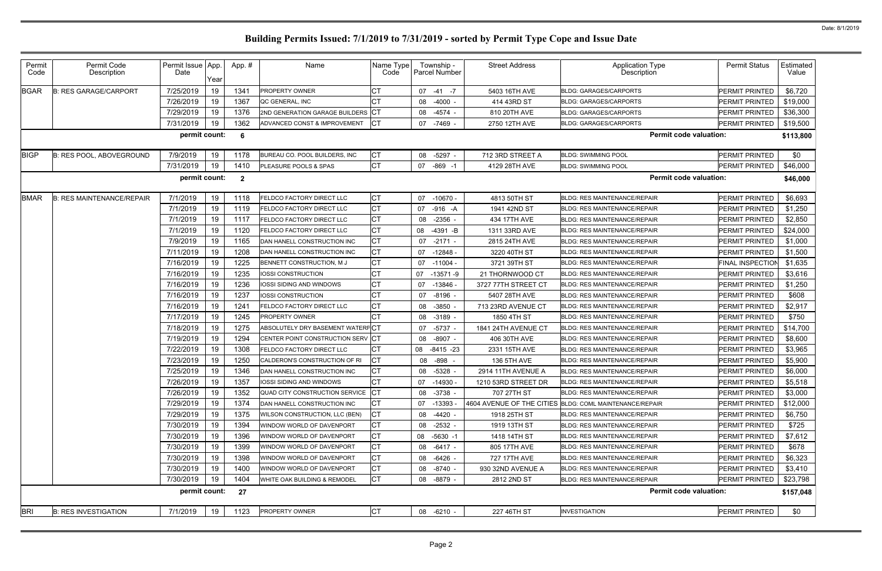# Building Permits Issued: 7/1/2019 to 7/31/2019 - sorted by Permit Type Cope and Issue Date

Date: 8/1/2019

| Permit Code | Permit Code Description | Permit Issue Date | App. Year | App. # | Name | Name Type Code | Township - Parcel Number | Street Address | Application Type Description | Permit Status | Estimated Value |
|---|---|---|---|---|---|---|---|---|---|---|---|
| BGAR | B: RES GARAGE/CARPORT | 7/25/2019 | 19 | 1341 | PROPERTY OWNER | CT | 07 -41 -7 | 5403 16TH AVE | BLDG: GARAGES/CARPORTS | PERMIT PRINTED | $6,720 |
| | | 7/26/2019 | 19 | 1367 | QC GENERAL, INC | CT | 08 -4000 - | 414 43RD ST | BLDG: GARAGES/CARPORTS | PERMIT PRINTED | $19,000 |
| | | 7/29/2019 | 19 | 1376 | 2ND GENERATION GARAGE BUILDERS | CT | 08 -4574 - | 810 20TH AVE | BLDG: GARAGES/CARPORTS | PERMIT PRINTED | $36,300 |
| | | 7/31/2019 | 19 | 1362 | ADVANCED CONST & IMPROVEMENT | CT | 07 -7469 - | 2750 12TH AVE | BLDG: GARAGES/CARPORTS | PERMIT PRINTED | $19,500 |
| | | permit count: | | 6 | | | | | Permit code valuation: | | $113,800 |
| BIGP | B: RES POOL, ABOVEGROUND | 7/9/2019 | 19 | 1178 | BUREAU CO. POOL BUILDERS, INC | CT | 08 -5297 - | 712 3RD STREET A | BLDG: SWIMMING POOL | PERMIT PRINTED | $0 |
| | | 7/31/2019 | 19 | 1410 | PLEASURE POOLS & SPAS | CT | 07 -869 -1 | 4129 28TH AVE | BLDG: SWIMMING POOL | PERMIT PRINTED | $46,000 |
| | | permit count: | | 2 | | | | | Permit code valuation: | | $46,000 |
| BMAR | B: RES MAINTENANCE/REPAIR | 7/1/2019 | 19 | 1118 | FELDCO FACTORY DIRECT LLC | CT | 07 -10670 - | 4813 50TH ST | BLDG: RES MAINTENANCE/REPAIR | PERMIT PRINTED | $6,693 |
| | | 7/1/2019 | 19 | 1119 | FELDCO FACTORY DIRECT LLC | CT | 07 -916 -A | 1941 42ND ST | BLDG: RES MAINTENANCE/REPAIR | PERMIT PRINTED | $1,250 |
| | | 7/1/2019 | 19 | 1117 | FELDCO FACTORY DIRECT LLC | CT | 08 -2356 - | 434 17TH AVE | BLDG: RES MAINTENANCE/REPAIR | PERMIT PRINTED | $2,850 |
| | | 7/1/2019 | 19 | 1120 | FELDCO FACTORY DIRECT LLC | CT | 08 -4391 -B | 1311 33RD AVE | BLDG: RES MAINTENANCE/REPAIR | PERMIT PRINTED | $24,000 |
| | | 7/9/2019 | 19 | 1165 | DAN HANELL CONSTRUCTION INC | CT | 07 -2171 - | 2815 24TH AVE | BLDG: RES MAINTENANCE/REPAIR | PERMIT PRINTED | $1,000 |
| | | 7/11/2019 | 19 | 1208 | DAN HANELL CONSTRUCTION INC | CT | 07 -12848 - | 3220 40TH ST | BLDG: RES MAINTENANCE/REPAIR | PERMIT PRINTED | $1,500 |
| | | 7/16/2019 | 19 | 1225 | BENNETT CONSTRUCTION, M J | CT | 07 -11004 - | 3721 39TH ST | BLDG: RES MAINTENANCE/REPAIR | FINAL INSPECTION | $1,635 |
| | | 7/16/2019 | 19 | 1235 | IOSSI CONSTRUCTION | CT | 07 -13571 -9 | 21 THORNWOOD CT | BLDG: RES MAINTENANCE/REPAIR | PERMIT PRINTED | $3,616 |
| | | 7/16/2019 | 19 | 1236 | IOSSI SIDING AND WINDOWS | CT | 07 -13846 - | 3727 77TH STREET CT | BLDG: RES MAINTENANCE/REPAIR | PERMIT PRINTED | $1,250 |
| | | 7/16/2019 | 19 | 1237 | IOSSI CONSTRUCTION | CT | 07 -8196 - | 5407 28TH AVE | BLDG: RES MAINTENANCE/REPAIR | PERMIT PRINTED | $608 |
| | | 7/16/2019 | 19 | 1241 | FELDCO FACTORY DIRECT LLC | CT | 08 -3850 - | 713 23RD AVENUE CT | BLDG: RES MAINTENANCE/REPAIR | PERMIT PRINTED | $2,917 |
| | | 7/17/2019 | 19 | 1245 | PROPERTY OWNER | CT | 08 -3189 - | 1850 4TH ST | BLDG: RES MAINTENANCE/REPAIR | PERMIT PRINTED | $750 |
| | | 7/18/2019 | 19 | 1275 | ABSOLUTELY DRY BASEMENT WATERPF | CT | 07 -5737 - | 1841 24TH AVENUE CT | BLDG: RES MAINTENANCE/REPAIR | PERMIT PRINTED | $14,700 |
| | | 7/19/2019 | 19 | 1294 | CENTER POINT CONSTRUCTION SERV | CT | 08 -8907 - | 406 30TH AVE | BLDG: RES MAINTENANCE/REPAIR | PERMIT PRINTED | $8,600 |
| | | 7/22/2019 | 19 | 1308 | FELDCO FACTORY DIRECT LLC | CT | 08 -8415 -23 | 2331 15TH AVE | BLDG: RES MAINTENANCE/REPAIR | PERMIT PRINTED | $3,965 |
| | | 7/23/2019 | 19 | 1250 | CALDERON'S CONSTRUCTION OF RI | CT | 08 -898 - | 136 5TH AVE | BLDG: RES MAINTENANCE/REPAIR | PERMIT PRINTED | $5,900 |
| | | 7/25/2019 | 19 | 1346 | DAN HANELL CONSTRUCTION INC | CT | 08 -5328 - | 2914 11TH AVENUE A | BLDG: RES MAINTENANCE/REPAIR | PERMIT PRINTED | $6,000 |
| | | 7/26/2019 | 19 | 1357 | IOSSI SIDING AND WINDOWS | CT | 07 -14930 - | 1210 53RD STREET DR | BLDG: RES MAINTENANCE/REPAIR | PERMIT PRINTED | $5,518 |
| | | 7/26/2019 | 19 | 1352 | QUAD CITY CONSTRUCTION SERVICE | CT | 08 -3738 - | 707 27TH ST | BLDG: RES MAINTENANCE/REPAIR | PERMIT PRINTED | $3,000 |
| | | 7/29/2019 | 19 | 1374 | DAN HANELL CONSTRUCTION INC | CT | 07 -13393 - | 4604 AVENUE OF THE CITIES | BLDG: COML MAINTENANCE/REPAIR | PERMIT PRINTED | $12,000 |
| | | 7/29/2019 | 19 | 1375 | WILSON CONSTRUCTION, LLC (BEN) | CT | 08 -4420 - | 1918 25TH ST | BLDG: RES MAINTENANCE/REPAIR | PERMIT PRINTED | $6,750 |
| | | 7/30/2019 | 19 | 1394 | WINDOW WORLD OF DAVENPORT | CT | 08 -2532 - | 1919 13TH ST | BLDG: RES MAINTENANCE/REPAIR | PERMIT PRINTED | $725 |
| | | 7/30/2019 | 19 | 1396 | WINDOW WORLD OF DAVENPORT | CT | 08 -5630 -1 | 1418 14TH ST | BLDG: RES MAINTENANCE/REPAIR | PERMIT PRINTED | $7,612 |
| | | 7/30/2019 | 19 | 1399 | WINDOW WORLD OF DAVENPORT | CT | 08 -6417 - | 805 17TH AVE | BLDG: RES MAINTENANCE/REPAIR | PERMIT PRINTED | $678 |
| | | 7/30/2019 | 19 | 1398 | WINDOW WORLD OF DAVENPORT | CT | 08 -6426 - | 727 17TH AVE | BLDG: RES MAINTENANCE/REPAIR | PERMIT PRINTED | $6,323 |
| | | 7/30/2019 | 19 | 1400 | WINDOW WORLD OF DAVENPORT | CT | 08 -8740 - | 930 32ND AVENUE A | BLDG: RES MAINTENANCE/REPAIR | PERMIT PRINTED | $3,410 |
| | | 7/30/2019 | 19 | 1404 | WHITE OAK BUILDING & REMODEL | CT | 08 -8879 - | 2812 2ND ST | BLDG: RES MAINTENANCE/REPAIR | PERMIT PRINTED | $23,798 |
| | | permit count: | | 27 | | | | | Permit code valuation: | | $157,048 |
| BRI | B: RES INVESTIGATION | 7/1/2019 | 19 | 1123 | PROPERTY OWNER | CT | 08 -6210 - | 227 46TH ST | INVESTIGATION | PERMIT PRINTED | $0 |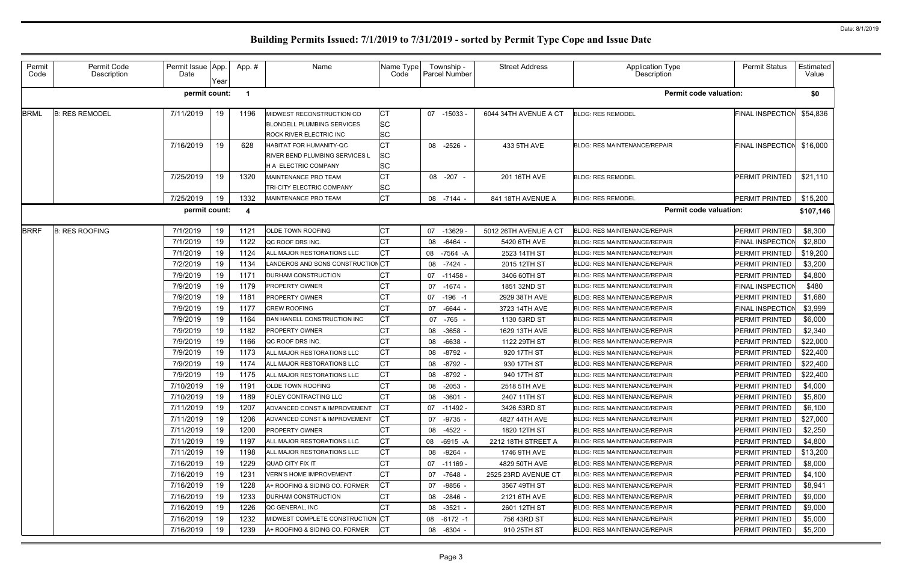# Building Permits Issued: 7/1/2019 to 7/31/2019 - sorted by Permit Type Cope and Issue Date

Date: 8/1/2019

| Permit Code | Permit Code Description | Permit Issue Date | App. Year | App. # | Name | Name Type Code | Township - Parcel Number | Street Address | Application Type Description | Permit Status | Estimated Value |
|---|---|---|---|---|---|---|---|---|---|---|---|
| | | permit count: | | 1 | | | | | Permit code valuation: | | $0 |
| BRML | B: RES REMODEL | 7/11/2019 | 19 | 1196 | MIDWEST RECONSTRUCTION CO<br>BLONDELL PLUMBING SERVICES<br>ROCK RIVER ELECTRIC INC | CT<br>SC<br>SC | 07 -15033 - | 6044 34TH AVENUE A CT | BLDG: RES REMODEL | FINAL INSPECTION | $54,836 |
| | | 7/16/2019 | 19 | 628 | HABITAT FOR HUMANITY-QC<br>RIVER BEND PLUMBING SERVICES L<br>H A ELECTRIC COMPANY | CT<br>SC<br>SC | 08 -2526 - | 433 5TH AVE | BLDG: RES MAINTENANCE/REPAIR | FINAL INSPECTION | $16,000 |
| | | 7/25/2019 | 19 | 1320 | MAINTENANCE PRO TEAM<br>TRI-CITY ELECTRIC COMPANY | CT<br>SC | 08 -207 - | 201 16TH AVE | BLDG: RES REMODEL | PERMIT PRINTED | $21,110 |
| | | 7/25/2019 | 19 | 1332 | MAINTENANCE PRO TEAM | CT | 08 -7144 - | 841 18TH AVENUE A | BLDG: RES REMODEL | PERMIT PRINTED | $15,200 |
| | | permit count: | | 4 | | | | | Permit code valuation: | | $107,146 |
| BRRF | B: RES ROOFING | 7/1/2019 | 19 | 1121 | OLDE TOWN ROOFING | CT | 07 -13629 - | 5012 26TH AVENUE A CT | BLDG: RES MAINTENANCE/REPAIR | PERMIT PRINTED | $8,300 |
| | | 7/1/2019 | 19 | 1122 | QC ROOF DRS INC. | CT | 08 -6464 - | 5420 6TH AVE | BLDG: RES MAINTENANCE/REPAIR | FINAL INSPECTION | $2,800 |
| | | 7/1/2019 | 19 | 1124 | ALL MAJOR RESTORATIONS LLC | CT | 08 -7564 -A | 2523 14TH ST | BLDG: RES MAINTENANCE/REPAIR | PERMIT PRINTED | $19,200 |
| | | 7/2/2019 | 19 | 1134 | LANDEROS AND SONS CONSTRUCTION | CT | 08 -7424 - | 2015 12TH ST | BLDG: RES MAINTENANCE/REPAIR | PERMIT PRINTED | $3,200 |
| | | 7/9/2019 | 19 | 1171 | DURHAM CONSTRUCTION | CT | 07 -11458 - | 3406 60TH ST | BLDG: RES MAINTENANCE/REPAIR | PERMIT PRINTED | $4,800 |
| | | 7/9/2019 | 19 | 1179 | PROPERTY OWNER | CT | 07 -1674 - | 1851 32ND ST | BLDG: RES MAINTENANCE/REPAIR | FINAL INSPECTION | $480 |
| | | 7/9/2019 | 19 | 1181 | PROPERTY OWNER | CT | 07 -196 -1 | 2929 38TH AVE | BLDG: RES MAINTENANCE/REPAIR | PERMIT PRINTED | $1,680 |
| | | 7/9/2019 | 19 | 1177 | CREW ROOFING | CT | 07 -6644 - | 3723 14TH AVE | BLDG: RES MAINTENANCE/REPAIR | FINAL INSPECTION | $3,999 |
| | | 7/9/2019 | 19 | 1164 | DAN HANELL CONSTRUCTION INC | CT | 07 -765 - | 1130 53RD ST | BLDG: RES MAINTENANCE/REPAIR | PERMIT PRINTED | $6,000 |
| | | 7/9/2019 | 19 | 1182 | PROPERTY OWNER | CT | 08 -3658 - | 1629 13TH AVE | BLDG: RES MAINTENANCE/REPAIR | PERMIT PRINTED | $2,340 |
| | | 7/9/2019 | 19 | 1166 | QC ROOF DRS INC. | CT | 08 -6638 - | 1122 29TH ST | BLDG: RES MAINTENANCE/REPAIR | PERMIT PRINTED | $22,000 |
| | | 7/9/2019 | 19 | 1173 | ALL MAJOR RESTORATIONS LLC | CT | 08 -8792 - | 920 17TH ST | BLDG: RES MAINTENANCE/REPAIR | PERMIT PRINTED | $22,400 |
| | | 7/9/2019 | 19 | 1174 | ALL MAJOR RESTORATIONS LLC | CT | 08 -8792 - | 930 17TH ST | BLDG: RES MAINTENANCE/REPAIR | PERMIT PRINTED | $22,400 |
| | | 7/9/2019 | 19 | 1175 | ALL MAJOR RESTORATIONS LLC | CT | 08 -8792 - | 940 17TH ST | BLDG: RES MAINTENANCE/REPAIR | PERMIT PRINTED | $22,400 |
| | | 7/10/2019 | 19 | 1191 | OLDE TOWN ROOFING | CT | 08 -2053 - | 2518 5TH AVE | BLDG: RES MAINTENANCE/REPAIR | PERMIT PRINTED | $4,000 |
| | | 7/10/2019 | 19 | 1189 | FOLEY CONTRACTING LLC | CT | 08 -3601 - | 2407 11TH ST | BLDG: RES MAINTENANCE/REPAIR | PERMIT PRINTED | $5,800 |
| | | 7/11/2019 | 19 | 1207 | ADVANCED CONST & IMPROVEMENT | CT | 07 -11492 - | 3426 53RD ST | BLDG: RES MAINTENANCE/REPAIR | PERMIT PRINTED | $6,100 |
| | | 7/11/2019 | 19 | 1206 | ADVANCED CONST & IMPROVEMENT | CT | 07 -9735 - | 4827 44TH AVE | BLDG: RES MAINTENANCE/REPAIR | PERMIT PRINTED | $27,000 |
| | | 7/11/2019 | 19 | 1200 | PROPERTY OWNER | CT | 08 -4522 - | 1820 12TH ST | BLDG: RES MAINTENANCE/REPAIR | PERMIT PRINTED | $2,250 |
| | | 7/11/2019 | 19 | 1197 | ALL MAJOR RESTORATIONS LLC | CT | 08 -6915 -A | 2212 18TH STREET A | BLDG: RES MAINTENANCE/REPAIR | PERMIT PRINTED | $4,800 |
| | | 7/11/2019 | 19 | 1198 | ALL MAJOR RESTORATIONS LLC | CT | 08 -9264 - | 1746 9TH AVE | BLDG: RES MAINTENANCE/REPAIR | PERMIT PRINTED | $13,200 |
| | | 7/16/2019 | 19 | 1229 | QUAD CITY FIX IT | CT | 07 -11169 - | 4829 50TH AVE | BLDG: RES MAINTENANCE/REPAIR | PERMIT PRINTED | $8,000 |
| | | 7/16/2019 | 19 | 1231 | VERN'S HOME IMPROVEMENT | CT | 07 -7648 - | 2525 23RD AVENUE CT | BLDG: RES MAINTENANCE/REPAIR | PERMIT PRINTED | $4,100 |
| | | 7/16/2019 | 19 | 1228 | A+ ROOFING & SIDING CO. FORMER | CT | 07 -9856 - | 3567 49TH ST | BLDG: RES MAINTENANCE/REPAIR | PERMIT PRINTED | $8,941 |
| | | 7/16/2019 | 19 | 1233 | DURHAM CONSTRUCTION | CT | 08 -2846 - | 2121 6TH AVE | BLDG: RES MAINTENANCE/REPAIR | PERMIT PRINTED | $9,000 |
| | | 7/16/2019 | 19 | 1226 | QC GENERAL, INC | CT | 08 -3521 - | 2601 12TH ST | BLDG: RES MAINTENANCE/REPAIR | PERMIT PRINTED | $9,000 |
| | | 7/16/2019 | 19 | 1232 | MIDWEST COMPLETE CONSTRUCTION | CT | 08 -6172 -1 | 756 43RD ST | BLDG: RES MAINTENANCE/REPAIR | PERMIT PRINTED | $5,000 |
| | | 7/16/2019 | 19 | 1239 | A+ ROOFING & SIDING CO. FORMER | CT | 08 -6304 - | 910 25TH ST | BLDG: RES MAINTENANCE/REPAIR | PERMIT PRINTED | $5,200 |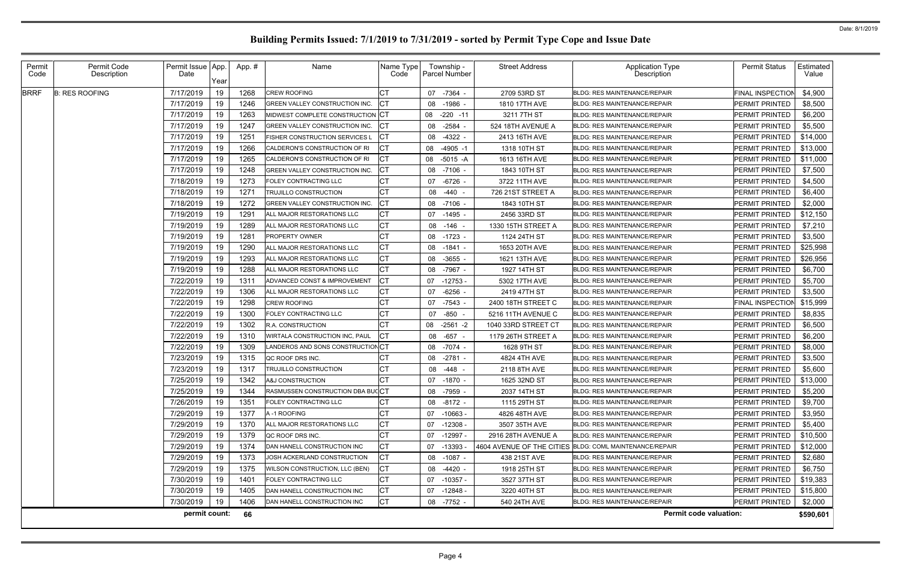# Building Permits Issued: 7/1/2019 to 7/31/2019 - sorted by Permit Type Cope and Issue Date

Date: 8/1/2019

| Permit Code | Permit Code Description | Permit Issue Date | App. Year | App. # | Name | Name Type Code | Township - Parcel Number | Street Address | Application Type Description | Permit Status | Estimated Value |
|---|---|---|---|---|---|---|---|---|---|---|---|
| BRRF | B: RES ROOFING | 7/17/2019 | 19 | 1268 | CREW ROOFING | CT | 07 -7364 - | 2709 53RD ST | BLDG: RES MAINTENANCE/REPAIR | FINAL INSPECTION | $4,900 |
| | | 7/17/2019 | 19 | 1246 | GREEN VALLEY CONSTRUCTION INC. | CT | 08 -1986 - | 1810 17TH AVE | BLDG: RES MAINTENANCE/REPAIR | PERMIT PRINTED | $8,500 |
| | | 7/17/2019 | 19 | 1263 | MIDWEST COMPLETE CONSTRUCTION | CT | 08 -220 -11 | 3211 7TH ST | BLDG: RES MAINTENANCE/REPAIR | PERMIT PRINTED | $6,200 |
| | | 7/17/2019 | 19 | 1247 | GREEN VALLEY CONSTRUCTION INC. | CT | 08 -2584 - | 524 18TH AVENUE A | BLDG: RES MAINTENANCE/REPAIR | PERMIT PRINTED | $5,500 |
| | | 7/17/2019 | 19 | 1251 | FISHER CONSTRUCTION SERVICES L | CT | 08 -4322 - | 2413 16TH AVE | BLDG: RES MAINTENANCE/REPAIR | PERMIT PRINTED | $14,000 |
| | | 7/17/2019 | 19 | 1266 | CALDERON'S CONSTRUCTION OF RI | CT | 08 -4905 -1 | 1318 10TH ST | BLDG: RES MAINTENANCE/REPAIR | PERMIT PRINTED | $13,000 |
| | | 7/17/2019 | 19 | 1265 | CALDERON'S CONSTRUCTION OF RI | CT | 08 -5015 -A | 1613 16TH AVE | BLDG: RES MAINTENANCE/REPAIR | PERMIT PRINTED | $11,000 |
| | | 7/17/2019 | 19 | 1248 | GREEN VALLEY CONSTRUCTION INC. | CT | 08 -7106 - | 1843 10TH ST | BLDG: RES MAINTENANCE/REPAIR | PERMIT PRINTED | $7,500 |
| | | 7/18/2019 | 19 | 1273 | FOLEY CONTRACTING LLC | CT | 07 -6726 - | 3722 11TH AVE | BLDG: RES MAINTENANCE/REPAIR | PERMIT PRINTED | $4,500 |
| | | 7/18/2019 | 19 | 1271 | TRUJILLO CONSTRUCTION | CT | 08 -440 - | 726 21ST STREET A | BLDG: RES MAINTENANCE/REPAIR | PERMIT PRINTED | $6,400 |
| | | 7/18/2019 | 19 | 1272 | GREEN VALLEY CONSTRUCTION INC. | CT | 08 -7106 - | 1843 10TH ST | BLDG: RES MAINTENANCE/REPAIR | PERMIT PRINTED | $2,000 |
| | | 7/19/2019 | 19 | 1291 | ALL MAJOR RESTORATIONS LLC | CT | 07 -1495 - | 2456 33RD ST | BLDG: RES MAINTENANCE/REPAIR | PERMIT PRINTED | $12,150 |
| | | 7/19/2019 | 19 | 1289 | ALL MAJOR RESTORATIONS LLC | CT | 08 -146 - | 1330 15TH STREET A | BLDG: RES MAINTENANCE/REPAIR | PERMIT PRINTED | $7,210 |
| | | 7/19/2019 | 19 | 1281 | PROPERTY OWNER | CT | 08 -1723 - | 1124 24TH ST | BLDG: RES MAINTENANCE/REPAIR | PERMIT PRINTED | $3,500 |
| | | 7/19/2019 | 19 | 1290 | ALL MAJOR RESTORATIONS LLC | CT | 08 -1841 - | 1653 20TH AVE | BLDG: RES MAINTENANCE/REPAIR | PERMIT PRINTED | $25,998 |
| | | 7/19/2019 | 19 | 1293 | ALL MAJOR RESTORATIONS LLC | CT | 08 -3655 - | 1621 13TH AVE | BLDG: RES MAINTENANCE/REPAIR | PERMIT PRINTED | $26,956 |
| | | 7/19/2019 | 19 | 1288 | ALL MAJOR RESTORATIONS LLC | CT | 08 -7967 - | 1927 14TH ST | BLDG: RES MAINTENANCE/REPAIR | PERMIT PRINTED | $6,700 |
| | | 7/22/2019 | 19 | 1311 | ADVANCED CONST & IMPROVEMENT | CT | 07 -12753 - | 5302 17TH AVE | BLDG: RES MAINTENANCE/REPAIR | PERMIT PRINTED | $5,700 |
| | | 7/22/2019 | 19 | 1306 | ALL MAJOR RESTORATIONS LLC | CT | 07 -6256 - | 2419 47TH ST | BLDG: RES MAINTENANCE/REPAIR | PERMIT PRINTED | $3,500 |
| | | 7/22/2019 | 19 | 1298 | CREW ROOFING | CT | 07 -7543 - | 2400 18TH STREET C | BLDG: RES MAINTENANCE/REPAIR | FINAL INSPECTION | $15,999 |
| | | 7/22/2019 | 19 | 1300 | FOLEY CONTRACTING LLC | CT | 07 -850 - | 5216 11TH AVENUE C | BLDG: RES MAINTENANCE/REPAIR | PERMIT PRINTED | $8,835 |
| | | 7/22/2019 | 19 | 1302 | R.A. CONSTRUCTION | CT | 08 -2561 -2 | 1040 33RD STREET CT | BLDG: RES MAINTENANCE/REPAIR | PERMIT PRINTED | $6,500 |
| | | 7/22/2019 | 19 | 1310 | WIRTALA CONSTRUCTION INC, PAUL | CT | 08 -657 - | 1179 26TH STREET A | BLDG: RES MAINTENANCE/REPAIR | PERMIT PRINTED | $6,200 |
| | | 7/22/2019 | 19 | 1309 | LANDEROS AND SONS CONSTRUCTION | CT | 08 -7074 - | 1628 9TH ST | BLDG: RES MAINTENANCE/REPAIR | PERMIT PRINTED | $8,000 |
| | | 7/23/2019 | 19 | 1315 | QC ROOF DRS INC. | CT | 08 -2781 - | 4824 4TH AVE | BLDG: RES MAINTENANCE/REPAIR | PERMIT PRINTED | $3,500 |
| | | 7/23/2019 | 19 | 1317 | TRUJILLO CONSTRUCTION | CT | 08 -448 - | 2118 8TH AVE | BLDG: RES MAINTENANCE/REPAIR | PERMIT PRINTED | $5,600 |
| | | 7/25/2019 | 19 | 1342 | A&J CONSTRUCTION | CT | 07 -1870 - | 1625 32ND ST | BLDG: RES MAINTENANCE/REPAIR | PERMIT PRINTED | $13,000 |
| | | 7/25/2019 | 19 | 1344 | RASMUSSEN CONSTRUCTION DBA BUC | CT | 08 -7959 - | 2037 14TH ST | BLDG: RES MAINTENANCE/REPAIR | PERMIT PRINTED | $5,200 |
| | | 7/26/2019 | 19 | 1351 | FOLEY CONTRACTING LLC | CT | 08 -8172 - | 1115 29TH ST | BLDG: RES MAINTENANCE/REPAIR | PERMIT PRINTED | $9,700 |
| | | 7/29/2019 | 19 | 1377 | A -1 ROOFING | CT | 07 -10663 - | 4826 48TH AVE | BLDG: RES MAINTENANCE/REPAIR | PERMIT PRINTED | $3,950 |
| | | 7/29/2019 | 19 | 1370 | ALL MAJOR RESTORATIONS LLC | CT | 07 -12308 - | 3507 35TH AVE | BLDG: RES MAINTENANCE/REPAIR | PERMIT PRINTED | $5,400 |
| | | 7/29/2019 | 19 | 1379 | QC ROOF DRS INC. | CT | 07 -12997 - | 2916 28TH AVENUE A | BLDG: RES MAINTENANCE/REPAIR | PERMIT PRINTED | $10,500 |
| | | 7/29/2019 | 19 | 1374 | DAN HANELL CONSTRUCTION INC | CT | 07 -13393 - | 4604 AVENUE OF THE CITIES | BLDG: COML MAINTENANCE/REPAIR | PERMIT PRINTED | $12,000 |
| | | 7/29/2019 | 19 | 1373 | JOSH ACKERLAND CONSTRUCTION | CT | 08 -1087 - | 438 21ST AVE | BLDG: RES MAINTENANCE/REPAIR | PERMIT PRINTED | $2,680 |
| | | 7/29/2019 | 19 | 1375 | WILSON CONSTRUCTION, LLC (BEN) | CT | 08 -4420 - | 1918 25TH ST | BLDG: RES MAINTENANCE/REPAIR | PERMIT PRINTED | $6,750 |
| | | 7/30/2019 | 19 | 1401 | FOLEY CONTRACTING LLC | CT | 07 -10357 - | 3527 37TH ST | BLDG: RES MAINTENANCE/REPAIR | PERMIT PRINTED | $19,383 |
| | | 7/30/2019 | 19 | 1405 | DAN HANELL CONSTRUCTION INC | CT | 07 -12848 - | 3220 40TH ST | BLDG: RES MAINTENANCE/REPAIR | PERMIT PRINTED | $15,800 |
| | | 7/30/2019 | 19 | 1406 | DAN HANELL CONSTRUCTION INC | CT | 08 -7752 - | 540 24TH AVE | BLDG: RES MAINTENANCE/REPAIR | PERMIT PRINTED | $2,000 |
| | | **permit count:** | | **66** | | | | | **Permit code valuation:** | | **$590,601** |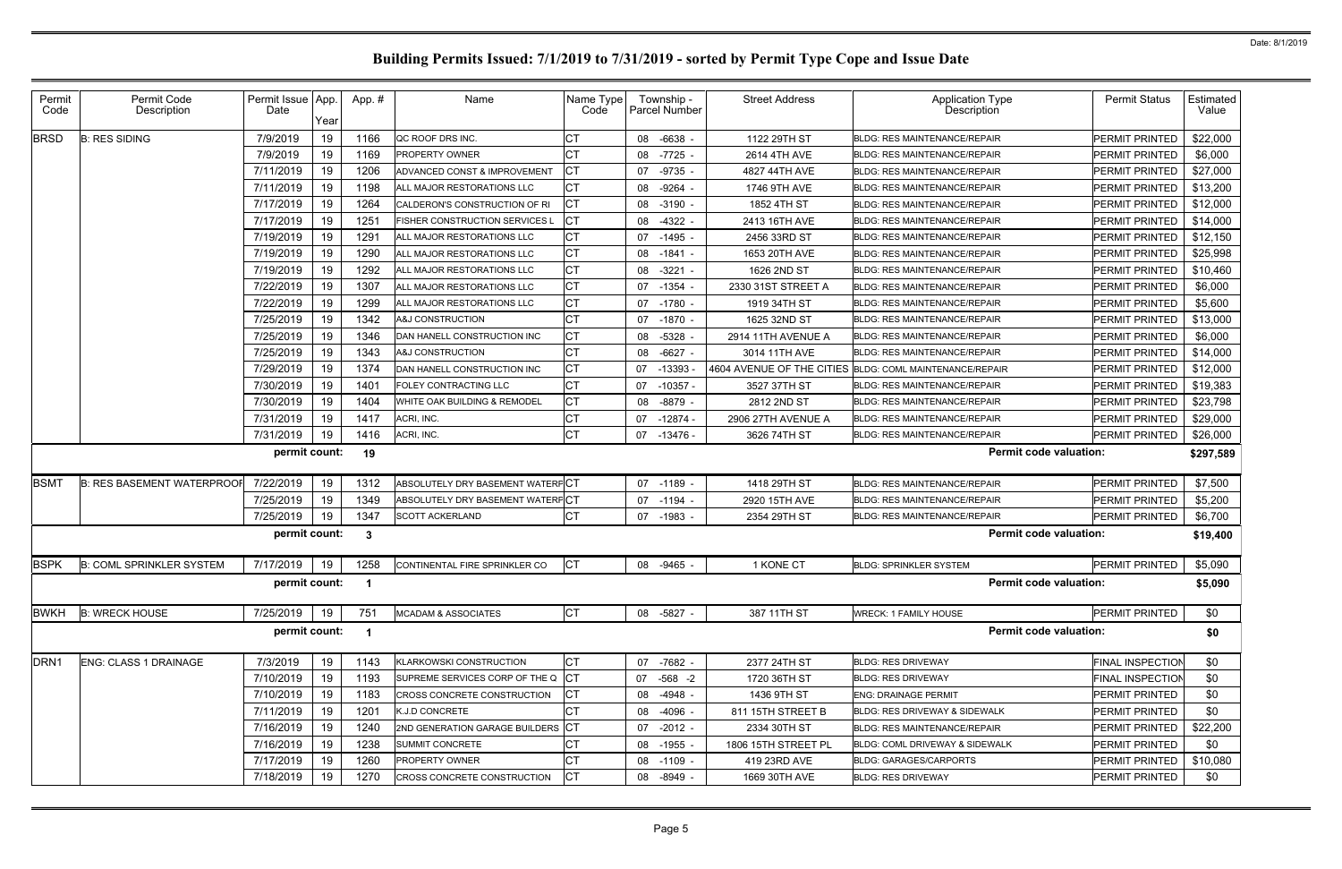# Building Permits Issued: 7/1/2019 to 7/31/2019 - sorted by Permit Type Cope and Issue Date

| Permit Code | Permit Code Description | Permit Issue Date | App. Year | App. # | Name | Name Type Code | Township - Parcel Number | Street Address | Application Type Description | Permit Status | Estimated Value |
|---|---|---|---|---|---|---|---|---|---|---|---|
| BRSD | B: RES SIDING | 7/9/2019 | 19 | 1166 | QC ROOF DRS INC. | CT | 08 -6638 - | 1122 29TH ST | BLDG: RES MAINTENANCE/REPAIR | PERMIT PRINTED | $22,000 |
| | | 7/9/2019 | 19 | 1169 | PROPERTY OWNER | CT | 08 -7725 - | 2614 4TH AVE | BLDG: RES MAINTENANCE/REPAIR | PERMIT PRINTED | $6,000 |
| | | 7/11/2019 | 19 | 1206 | ADVANCED CONST & IMPROVEMENT | CT | 07 -9735 - | 4827 44TH AVE | BLDG: RES MAINTENANCE/REPAIR | PERMIT PRINTED | $27,000 |
| | | 7/11/2019 | 19 | 1198 | ALL MAJOR RESTORATIONS LLC | CT | 08 -9264 - | 1746 9TH AVE | BLDG: RES MAINTENANCE/REPAIR | PERMIT PRINTED | $13,200 |
| | | 7/17/2019 | 19 | 1264 | CALDERON'S CONSTRUCTION OF RI | CT | 08 -3190 - | 1852 4TH ST | BLDG: RES MAINTENANCE/REPAIR | PERMIT PRINTED | $12,000 |
| | | 7/17/2019 | 19 | 1251 | FISHER CONSTRUCTION SERVICES L | CT | 08 -4322 - | 2413 16TH AVE | BLDG: RES MAINTENANCE/REPAIR | PERMIT PRINTED | $14,000 |
| | | 7/19/2019 | 19 | 1291 | ALL MAJOR RESTORATIONS LLC | CT | 07 -1495 - | 2456 33RD ST | BLDG: RES MAINTENANCE/REPAIR | PERMIT PRINTED | $12,150 |
| | | 7/19/2019 | 19 | 1290 | ALL MAJOR RESTORATIONS LLC | CT | 08 -1841 - | 1653 20TH AVE | BLDG: RES MAINTENANCE/REPAIR | PERMIT PRINTED | $25,998 |
| | | 7/19/2019 | 19 | 1292 | ALL MAJOR RESTORATIONS LLC | CT | 08 -3221 - | 1626 2ND ST | BLDG: RES MAINTENANCE/REPAIR | PERMIT PRINTED | $10,460 |
| | | 7/22/2019 | 19 | 1307 | ALL MAJOR RESTORATIONS LLC | CT | 07 -1354 - | 2330 31ST STREET A | BLDG: RES MAINTENANCE/REPAIR | PERMIT PRINTED | $6,000 |
| | | 7/22/2019 | 19 | 1299 | ALL MAJOR RESTORATIONS LLC | CT | 07 -1780 - | 1919 34TH ST | BLDG: RES MAINTENANCE/REPAIR | PERMIT PRINTED | $5,600 |
| | | 7/25/2019 | 19 | 1342 | A&J CONSTRUCTION | CT | 07 -1870 - | 1625 32ND ST | BLDG: RES MAINTENANCE/REPAIR | PERMIT PRINTED | $13,000 |
| | | 7/25/2019 | 19 | 1346 | DAN HANELL CONSTRUCTION INC | CT | 08 -5328 - | 2914 11TH AVENUE A | BLDG: RES MAINTENANCE/REPAIR | PERMIT PRINTED | $6,000 |
| | | 7/25/2019 | 19 | 1343 | A&J CONSTRUCTION | CT | 08 -6627 - | 3014 11TH AVE | BLDG: RES MAINTENANCE/REPAIR | PERMIT PRINTED | $14,000 |
| | | 7/29/2019 | 19 | 1374 | DAN HANELL CONSTRUCTION INC | CT | 07 -13393 - | 4604 AVENUE OF THE CITIES | BLDG: COML MAINTENANCE/REPAIR | PERMIT PRINTED | $12,000 |
| | | 7/30/2019 | 19 | 1401 | FOLEY CONTRACTING LLC | CT | 07 -10357 - | 3527 37TH ST | BLDG: RES MAINTENANCE/REPAIR | PERMIT PRINTED | $19,383 |
| | | 7/30/2019 | 19 | 1404 | WHITE OAK BUILDING & REMODEL | CT | 08 -8879 - | 2812 2ND ST | BLDG: RES MAINTENANCE/REPAIR | PERMIT PRINTED | $23,798 |
| | | 7/31/2019 | 19 | 1417 | ACRI, INC. | CT | 07 -12874 - | 2906 27TH AVENUE A | BLDG: RES MAINTENANCE/REPAIR | PERMIT PRINTED | $29,000 |
| | | 7/31/2019 | 19 | 1416 | ACRI, INC. | CT | 07 -13476 - | 3626 74TH ST | BLDG: RES MAINTENANCE/REPAIR | PERMIT PRINTED | $26,000 |
| | | permit count: | | 19 | | | | | Permit code valuation: | | $297,589 |
| BSMT | B: RES BASEMENT WATERPROOF | 7/22/2019 | 19 | 1312 | ABSOLUTELY DRY BASEMENT WATERP | CT | 07 -1189 - | 1418 29TH ST | BLDG: RES MAINTENANCE/REPAIR | PERMIT PRINTED | $7,500 |
| | | 7/25/2019 | 19 | 1349 | ABSOLUTELY DRY BASEMENT WATERP | CT | 07 -1194 - | 2920 15TH AVE | BLDG: RES MAINTENANCE/REPAIR | PERMIT PRINTED | $5,200 |
| | | 7/25/2019 | 19 | 1347 | SCOTT ACKERLAND | CT | 07 -1983 - | 2354 29TH ST | BLDG: RES MAINTENANCE/REPAIR | PERMIT PRINTED | $6,700 |
| | | permit count: | | 3 | | | | | Permit code valuation: | | $19,400 |
| BSPK | B: COML SPRINKLER SYSTEM | 7/17/2019 | 19 | 1258 | CONTINENTAL FIRE SPRINKLER CO | CT | 08 -9465 - | 1 KONE CT | BLDG: SPRINKLER SYSTEM | PERMIT PRINTED | $5,090 |
| | | permit count: | | 1 | | | | | Permit code valuation: | | $5,090 |
| BWKH | B: WRECK HOUSE | 7/25/2019 | 19 | 751 | MCADAM & ASSOCIATES | CT | 08 -5827 - | 387 11TH ST | WRECK: 1 FAMILY HOUSE | PERMIT PRINTED | $0 |
| | | permit count: | | 1 | | | | | Permit code valuation: | | $0 |
| DRN1 | ENG: CLASS 1 DRAINAGE | 7/3/2019 | 19 | 1143 | KLARKOWSKI CONSTRUCTION | CT | 07 -7682 - | 2377 24TH ST | BLDG: RES DRIVEWAY | FINAL INSPECTION | $0 |
| | | 7/10/2019 | 19 | 1193 | SUPREME SERVICES CORP OF THE Q | CT | 07 -568 -2 | 1720 36TH ST | BLDG: RES DRIVEWAY | FINAL INSPECTION | $0 |
| | | 7/10/2019 | 19 | 1183 | CROSS CONCRETE CONSTRUCTION | CT | 08 -4948 - | 1436 9TH ST | ENG: DRAINAGE PERMIT | PERMIT PRINTED | $0 |
| | | 7/11/2019 | 19 | 1201 | K.J.D CONCRETE | CT | 08 -4096 - | 811 15TH STREET B | BLDG: RES DRIVEWAY & SIDEWALK | PERMIT PRINTED | $0 |
| | | 7/16/2019 | 19 | 1240 | 2ND GENERATION GARAGE BUILDERS | CT | 07 -2012 - | 2334 30TH ST | BLDG: RES MAINTENANCE/REPAIR | PERMIT PRINTED | $22,200 |
| | | 7/16/2019 | 19 | 1238 | SUMMIT CONCRETE | CT | 08 -1955 - | 1806 15TH STREET PL | BLDG: COML DRIVEWAY & SIDEWALK | PERMIT PRINTED | $0 |
| | | 7/17/2019 | 19 | 1260 | PROPERTY OWNER | CT | 08 -1109 - | 419 23RD AVE | BLDG: GARAGES/CARPORTS | PERMIT PRINTED | $10,080 |
| | | 7/18/2019 | 19 | 1270 | CROSS CONCRETE CONSTRUCTION | CT | 08 -8949 - | 1669 30TH AVE | BLDG: RES DRIVEWAY | PERMIT PRINTED | $0 |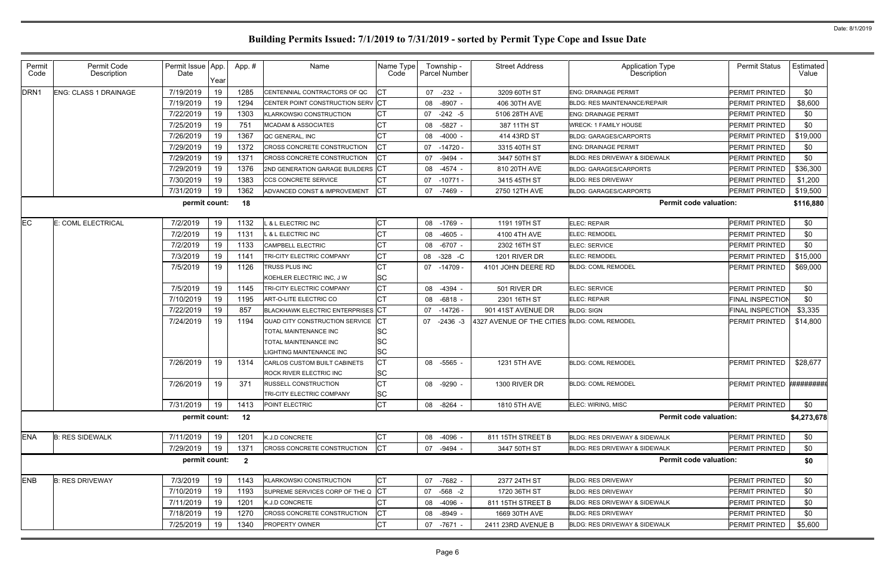# Building Permits Issued: 7/1/2019 to 7/31/2019 - sorted by Permit Type Cope and Issue Date

| Permit Code | Permit Code Description | Permit Issue Date | App. Year | App. # | Name | Name Type Code | Township - Parcel Number | Street Address | Application Type Description | Permit Status | Estimated Value |
|---|---|---|---|---|---|---|---|---|---|---|---|
| DRN1 | ENG: CLASS 1 DRAINAGE | 7/19/2019 | 19 | 1285 | CENTENNIAL CONTRACTORS OF QC | CT | 07 -232 - | 3209 60TH ST | ENG: DRAINAGE PERMIT | PERMIT PRINTED | $0 |
| | | 7/19/2019 | 19 | 1294 | CENTER POINT CONSTRUCTION SERV | CT | 08 -8907 - | 406 30TH AVE | BLDG: RES MAINTENANCE/REPAIR | PERMIT PRINTED | $8,600 |
| | | 7/22/2019 | 19 | 1303 | KLARKOWSKI CONSTRUCTION | CT | 07 -242 -5 | 5106 28TH AVE | ENG: DRAINAGE PERMIT | PERMIT PRINTED | $0 |
| | | 7/25/2019 | 19 | 751 | MCADAM & ASSOCIATES | CT | 08 -5827 - | 387 11TH ST | WRECK: 1 FAMILY HOUSE | PERMIT PRINTED | $0 |
| | | 7/26/2019 | 19 | 1367 | QC GENERAL, INC | CT | 08 -4000 - | 414 43RD ST | BLDG: GARAGES/CARPORTS | PERMIT PRINTED | $19,000 |
| | | 7/29/2019 | 19 | 1372 | CROSS CONCRETE CONSTRUCTION | CT | 07 -14720 - | 3315 40TH ST | ENG: DRAINAGE PERMIT | PERMIT PRINTED | $0 |
| | | 7/29/2019 | 19 | 1371 | CROSS CONCRETE CONSTRUCTION | CT | 07 -9494 - | 3447 50TH ST | BLDG: RES DRIVEWAY & SIDEWALK | PERMIT PRINTED | $0 |
| | | 7/29/2019 | 19 | 1376 | 2ND GENERATION GARAGE BUILDERS | CT | 08 -4574 - | 810 20TH AVE | BLDG: GARAGES/CARPORTS | PERMIT PRINTED | $36,300 |
| | | 7/30/2019 | 19 | 1383 | CCS CONCRETE SERVICE | CT | 07 -10771 - | 3415 45TH ST | BLDG: RES DRIVEWAY | PERMIT PRINTED | $1,200 |
| | | 7/31/2019 | 19 | 1362 | ADVANCED CONST & IMPROVEMENT | CT | 07 -7469 - | 2750 12TH AVE | BLDG: GARAGES/CARPORTS | PERMIT PRINTED | $19,500 |
| | | permit count: | | 18 | | | | | Permit code valuation: | | $116,880 |
| EC | E: COML ELECTRICAL | 7/2/2019 | 19 | 1132 | L & L ELECTRIC INC | CT | 08 -1769 - | 1191 19TH ST | ELEC: REPAIR | PERMIT PRINTED | $0 |
| | | 7/2/2019 | 19 | 1131 | L & L ELECTRIC INC | CT | 08 -4605 - | 4100 4TH AVE | ELEC: REMODEL | PERMIT PRINTED | $0 |
| | | 7/2/2019 | 19 | 1133 | CAMPBELL ELECTRIC | CT | 08 -6707 - | 2302 16TH ST | ELEC: SERVICE | PERMIT PRINTED | $0 |
| | | 7/3/2019 | 19 | 1141 | TRI-CITY ELECTRIC COMPANY | CT | 08 -328 -C | 1201 RIVER DR | ELEC: REMODEL | PERMIT PRINTED | $15,000 |
| | | 7/5/2019 | 19 | 1126 | TRUSS PLUS INC | CT | 07 -14709 - | 4101 JOHN DEERE RD | BLDG: COML REMODEL | PERMIT PRINTED | $69,000 |
| | | | | | KOEHLER ELECTRIC INC, J W | SC | | | | | |
| | | 7/5/2019 | 19 | 1145 | TRI-CITY ELECTRIC COMPANY | CT | 08 -4394 - | 501 RIVER DR | ELEC: SERVICE | PERMIT PRINTED | $0 |
| | | 7/10/2019 | 19 | 1195 | ART-O-LITE ELECTRIC CO | CT | 08 -6818 - | 2301 16TH ST | ELEC: REPAIR | FINAL INSPECTION | $0 |
| | | 7/22/2019 | 19 | 857 | BLACKHAWK ELECTRIC ENTERPRISES | CT | 07 -14726 - | 901 41ST AVENUE DR | BLDG: SIGN | FINAL INSPECTION | $3,335 |
| | | 7/24/2019 | 19 | 1194 | QUAD CITY CONSTRUCTION SERVICE | CT | 07 -2436 -3 | 4327 AVENUE OF THE CITIES | BLDG: COML REMODEL | PERMIT PRINTED | $14,800 |
| | | | | | TOTAL MAINTENANCE INC | SC | | | | | |
| | | | | | TOTAL MAINTENANCE INC | SC | | | | | |
| | | | | | LIGHTING MAINTENANCE INC | SC | | | | | |
| | | 7/26/2019 | 19 | 1314 | CARLOS CUSTOM BUILT CABINETS | CT | 08 -5565 - | 1231 5TH AVE | BLDG: COML REMODEL | PERMIT PRINTED | $28,677 |
| | | | | | ROCK RIVER ELECTRIC INC | SC | | | | | |
| | | 7/26/2019 | 19 | 371 | RUSSELL CONSTRUCTION | CT | 08 -9290 - | 1300 RIVER DR | BLDG: COML REMODEL | PERMIT PRINTED | ########## |
| | | | | | TRI-CITY ELECTRIC COMPANY | SC | | | | | |
| | | 7/31/2019 | 19 | 1413 | POINT ELECTRIC | CT | 08 -8264 - | 1810 5TH AVE | ELEC: WIRING, MISC | PERMIT PRINTED | $0 |
| | | permit count: | | 12 | | | | | Permit code valuation: | | $4,273,678 |
| ENA | B: RES SIDEWALK | 7/11/2019 | 19 | 1201 | K.J.D CONCRETE | CT | 08 -4096 - | 811 15TH STREET B | BLDG: RES DRIVEWAY & SIDEWALK | PERMIT PRINTED | $0 |
| | | 7/29/2019 | 19 | 1371 | CROSS CONCRETE CONSTRUCTION | CT | 07 -9494 - | 3447 50TH ST | BLDG: RES DRIVEWAY & SIDEWALK | PERMIT PRINTED | $0 |
| | | permit count: | | 2 | | | | | Permit code valuation: | | $0 |
| ENB | B: RES DRIVEWAY | 7/3/2019 | 19 | 1143 | KLARKOWSKI CONSTRUCTION | CT | 07 -7682 - | 2377 24TH ST | BLDG: RES DRIVEWAY | PERMIT PRINTED | $0 |
| | | 7/10/2019 | 19 | 1193 | SUPREME SERVICES CORP OF THE Q | CT | 07 -568 -2 | 1720 36TH ST | BLDG: RES DRIVEWAY | PERMIT PRINTED | $0 |
| | | 7/11/2019 | 19 | 1201 | K.J.D CONCRETE | CT | 08 -4096 - | 811 15TH STREET B | BLDG: RES DRIVEWAY & SIDEWALK | PERMIT PRINTED | $0 |
| | | 7/18/2019 | 19 | 1270 | CROSS CONCRETE CONSTRUCTION | CT | 08 -8949 - | 1669 30TH AVE | BLDG: RES DRIVEWAY | PERMIT PRINTED | $0 |
| | | 7/25/2019 | 19 | 1340 | PROPERTY OWNER | CT | 07 -7671 - | 2411 23RD AVENUE B | BLDG: RES DRIVEWAY & SIDEWALK | PERMIT PRINTED | $5,600 |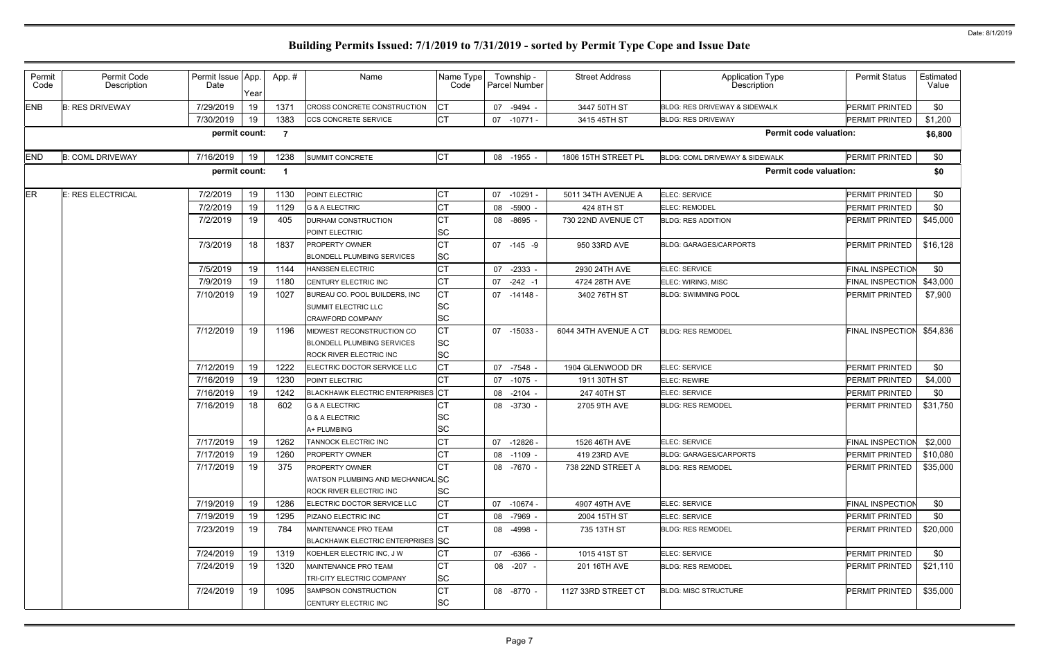# Building Permits Issued: 7/1/2019 to 7/31/2019 - sorted by Permit Type Cope and Issue Date

| Permit Code | Permit Code Description | Permit Issue Date | App. Year | App. # | Name | Name Type Code | Township - Parcel Number | Street Address | Application Type Description | Permit Status | Estimated Value |
|---|---|---|---|---|---|---|---|---|---|---|---|
| ENB | B: RES DRIVEWAY | 7/29/2019 | 19 | 1371 | CROSS CONCRETE CONSTRUCTION | CT | 07 -9494 - | 3447 50TH ST | BLDG: RES DRIVEWAY & SIDEWALK | PERMIT PRINTED | $0 |
| | | 7/30/2019 | 19 | 1383 | CCS CONCRETE SERVICE | CT | 07 -10771 - | 3415 45TH ST | BLDG: RES DRIVEWAY | PERMIT PRINTED | $1,200 |
| | | permit count: | | 7 | | | | | Permit code valuation: | | $6,800 |
| END | B: COML DRIVEWAY | 7/16/2019 | 19 | 1238 | SUMMIT CONCRETE | CT | 08 -1955 - | 1806 15TH STREET PL | BLDG: COML DRIVEWAY & SIDEWALK | PERMIT PRINTED | $0 |
| | | permit count: | | 1 | | | | | Permit code valuation: | | $0 |
| ER | E: RES ELECTRICAL | 7/2/2019 | 19 | 1130 | POINT ELECTRIC | CT | 07 -10291 - | 5011 34TH AVENUE A | ELEC: SERVICE | PERMIT PRINTED | $0 |
| | | 7/2/2019 | 19 | 1129 | G & A ELECTRIC | CT | 08 -5900 - | 424 8TH ST | ELEC: REMODEL | PERMIT PRINTED | $0 |
| | | 7/2/2019 | 19 | 405 | DURHAM CONSTRUCTION | CT | 08 -8695 - | 730 22ND AVENUE CT | BLDG: RES ADDITION | PERMIT PRINTED | $45,000 |
| | | | | | POINT ELECTRIC | SC | | | | | |
| | | 7/3/2019 | 18 | 1837 | PROPERTY OWNER | CT | 07 -145 -9 | 950 33RD AVE | BLDG: GARAGES/CARPORTS | PERMIT PRINTED | $16,128 |
| | | | | | BLONDELL PLUMBING SERVICES | SC | | | | | |
| | | 7/5/2019 | 19 | 1144 | HANSSEN ELECTRIC | CT | 07 -2333 - | 2930 24TH AVE | ELEC: SERVICE | FINAL INSPECTION | $0 |
| | | 7/9/2019 | 19 | 1180 | CENTURY ELECTRIC INC | CT | 07 -242 -1 | 4724 28TH AVE | ELEC: WIRING, MISC | FINAL INSPECTION | $43,000 |
| | | 7/10/2019 | 19 | 1027 | BUREAU CO. POOL BUILDERS, INC | CT | 07 -14148 - | 3402 76TH ST | BLDG: SWIMMING POOL | PERMIT PRINTED | $7,900 |
| | | | | | SUMMIT ELECTRIC LLC | SC | | | | | |
| | | | | | CRAWFORD COMPANY | SC | | | | | |
| | | 7/12/2019 | 19 | 1196 | MIDWEST RECONSTRUCTION CO | CT | 07 -15033 - | 6044 34TH AVENUE A CT | BLDG: RES REMODEL | FINAL INSPECTION | $54,836 |
| | | | | | BLONDELL PLUMBING SERVICES | SC | | | | | |
| | | | | | ROCK RIVER ELECTRIC INC | SC | | | | | |
| | | 7/12/2019 | 19 | 1222 | ELECTRIC DOCTOR SERVICE LLC | CT | 07 -7548 - | 1904 GLENWOOD DR | ELEC: SERVICE | PERMIT PRINTED | $0 |
| | | 7/16/2019 | 19 | 1230 | POINT ELECTRIC | CT | 07 -1075 - | 1911 30TH ST | ELEC: REWIRE | PERMIT PRINTED | $4,000 |
| | | 7/16/2019 | 19 | 1242 | BLACKHAWK ELECTRIC ENTERPRISES | CT | 08 -2104 - | 247 40TH ST | ELEC: SERVICE | PERMIT PRINTED | $0 |
| | | 7/16/2019 | 18 | 602 | G & A ELECTRIC | CT | 08 -3730 - | 2705 9TH AVE | BLDG: RES REMODEL | PERMIT PRINTED | $31,750 |
| | | | | | G & A ELECTRIC | SC | | | | | |
| | | | | | A+ PLUMBING | SC | | | | | |
| | | 7/17/2019 | 19 | 1262 | TANNOCK ELECTRIC INC | CT | 07 -12826 - | 1526 46TH AVE | ELEC: SERVICE | FINAL INSPECTION | $2,000 |
| | | 7/17/2019 | 19 | 1260 | PROPERTY OWNER | CT | 08 -1109 - | 419 23RD AVE | BLDG: GARAGES/CARPORTS | PERMIT PRINTED | $10,080 |
| | | 7/17/2019 | 19 | 375 | PROPERTY OWNER | CT | 08 -7670 - | 738 22ND STREET A | BLDG: RES REMODEL | PERMIT PRINTED | $35,000 |
| | | | | | WATSON PLUMBING AND MECHANICAL | SC | | | | | |
| | | | | | ROCK RIVER ELECTRIC INC | SC | | | | | |
| | | 7/19/2019 | 19 | 1286 | ELECTRIC DOCTOR SERVICE LLC | CT | 07 -10674 - | 4907 49TH AVE | ELEC: SERVICE | FINAL INSPECTION | $0 |
| | | 7/19/2019 | 19 | 1295 | PIZANO ELECTRIC INC | CT | 08 -7969 - | 2004 15TH ST | ELEC: SERVICE | PERMIT PRINTED | $0 |
| | | 7/23/2019 | 19 | 784 | MAINTENANCE PRO TEAM | CT | 08 -4998 - | 735 13TH ST | BLDG: RES REMODEL | PERMIT PRINTED | $20,000 |
| | | | | | BLACKHAWK ELECTRIC ENTERPRISES | SC | | | | | |
| | | 7/24/2019 | 19 | 1319 | KOEHLER ELECTRIC INC, J W | CT | 07 -6366 - | 1015 41ST ST | ELEC: SERVICE | PERMIT PRINTED | $0 |
| | | 7/24/2019 | 19 | 1320 | MAINTENANCE PRO TEAM | CT | 08 -207 - | 201 16TH AVE | BLDG: RES REMODEL | PERMIT PRINTED | $21,110 |
| | | | | | TRI-CITY ELECTRIC COMPANY | SC | | | | | |
| | | 7/24/2019 | 19 | 1095 | SAMPSON CONSTRUCTION | CT | 08 -8770 - | 1127 33RD STREET CT | BLDG: MISC STRUCTURE | PERMIT PRINTED | $35,000 |
| | | | | | CENTURY ELECTRIC INC | SC | | | | | |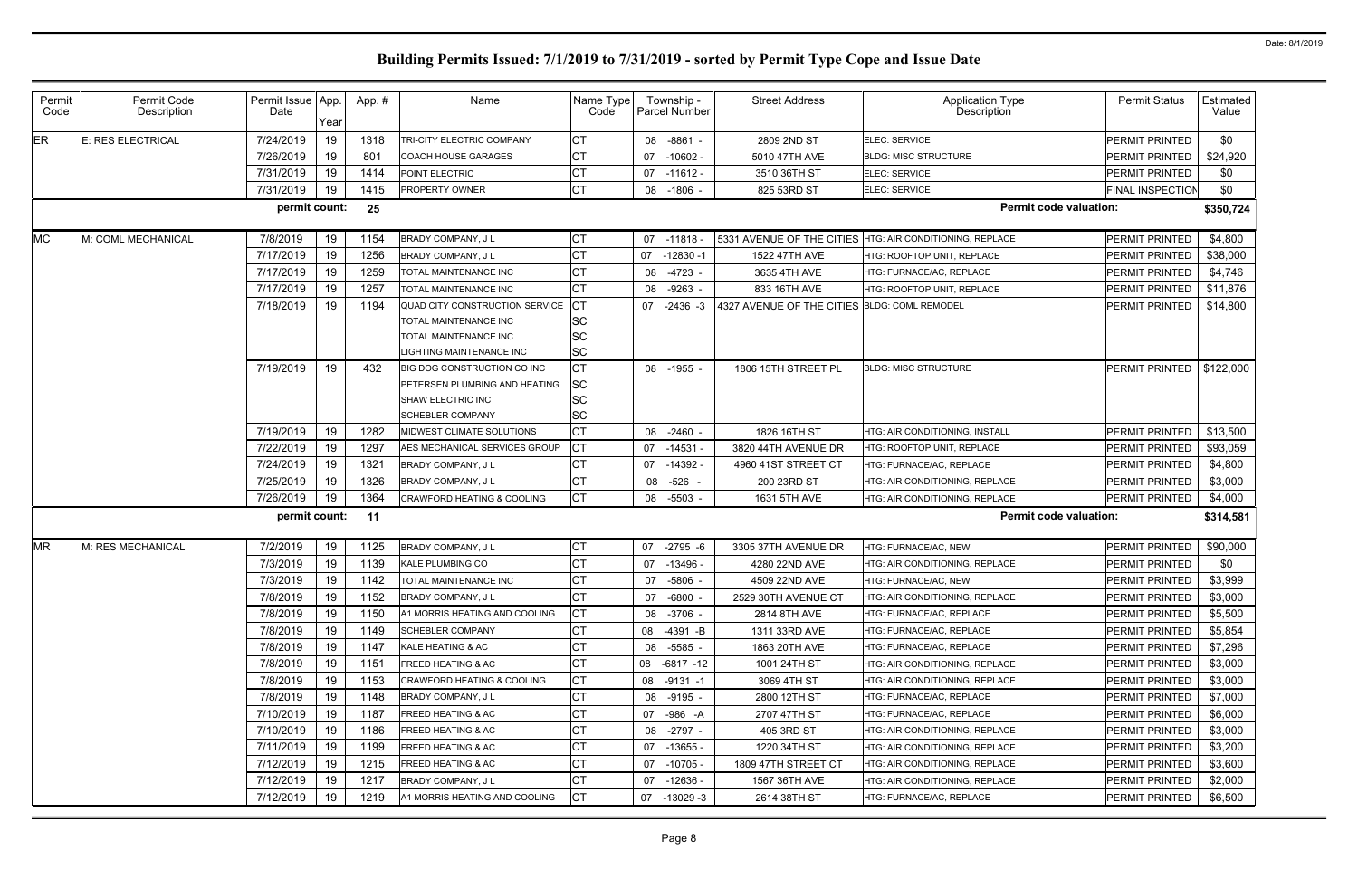# Building Permits Issued: 7/1/2019 to 7/31/2019 - sorted by Permit Type Cope and Issue Date

| Permit Code | Permit Code Description | Permit Issue Date | App. Year | App. # | Name | Name Type Code | Township - Parcel Number | Street Address | Application Type Description | Permit Status | Estimated Value |
|---|---|---|---|---|---|---|---|---|---|---|---|
| ER | E: RES ELECTRICAL | 7/24/2019 | 19 | 1318 | TRI-CITY ELECTRIC COMPANY | CT | 08 -8861 - | 2809 2ND ST | ELEC: SERVICE | PERMIT PRINTED | $0 |
| | | 7/26/2019 | 19 | 801 | COACH HOUSE GARAGES | CT | 07 -10602 - | 5010 47TH AVE | BLDG: MISC STRUCTURE | PERMIT PRINTED | $24,920 |
| | | 7/31/2019 | 19 | 1414 | POINT ELECTRIC | CT | 07 -11612 - | 3510 36TH ST | ELEC: SERVICE | PERMIT PRINTED | $0 |
| | | 7/31/2019 | 19 | 1415 | PROPERTY OWNER | CT | 08 -1806 - | 825 53RD ST | ELEC: SERVICE | FINAL INSPECTION | $0 |
| | | **permit count:** | | **25** | | | | | **Permit code valuation:** | | **$350,724** |
| MC | M: COML MECHANICAL | 7/8/2019 | 19 | 1154 | BRADY COMPANY, J L | CT | 07 -11818 - | 5331 AVENUE OF THE CITIES | HTG: AIR CONDITIONING, REPLACE | PERMIT PRINTED | $4,800 |
| | | 7/17/2019 | 19 | 1256 | BRADY COMPANY, J L | CT | 07 -12830 -1 | 1522 47TH AVE | HTG: ROOFTOP UNIT, REPLACE | PERMIT PRINTED | $38,000 |
| | | 7/17/2019 | 19 | 1259 | TOTAL MAINTENANCE INC | CT | 08 -4723 - | 3635 4TH AVE | HTG: FURNACE/AC, REPLACE | PERMIT PRINTED | $4,746 |
| | | 7/17/2019 | 19 | 1257 | TOTAL MAINTENANCE INC | CT | 08 -9263 - | 833 16TH AVE | HTG: ROOFTOP UNIT, REPLACE | PERMIT PRINTED | $11,876 |
| | | 7/18/2019 | 19 | 1194 | QUAD CITY CONSTRUCTION SERVICE | CT | 07 -2436 -3 | 4327 AVENUE OF THE CITIES | BLDG: COML REMODEL | PERMIT PRINTED | $14,800 |
| | | | | | TOTAL MAINTENANCE INC | SC | | | | | |
| | | | | | TOTAL MAINTENANCE INC | SC | | | | | |
| | | | | | LIGHTING MAINTENANCE INC | SC | | | | | |
| | | 7/19/2019 | 19 | 432 | BIG DOG CONSTRUCTION CO INC | CT | 08 -1955 - | 1806 15TH STREET PL | BLDG: MISC STRUCTURE | PERMIT PRINTED | $122,000 |
| | | | | | PETERSEN PLUMBING AND HEATING | SC | | | | | |
| | | | | | SHAW ELECTRIC INC | SC | | | | | |
| | | | | | SCHEBLER COMPANY | SC | | | | | |
| | | 7/19/2019 | 19 | 1282 | MIDWEST CLIMATE SOLUTIONS | CT | 08 -2460 - | 1826 16TH ST | HTG: AIR CONDITIONING, INSTALL | PERMIT PRINTED | $13,500 |
| | | 7/22/2019 | 19 | 1297 | AES MECHANICAL SERVICES GROUP | CT | 07 -14531 - | 3820 44TH AVENUE DR | HTG: ROOFTOP UNIT, REPLACE | PERMIT PRINTED | $93,059 |
| | | 7/24/2019 | 19 | 1321 | BRADY COMPANY, J L | CT | 07 -14392 - | 4960 41ST STREET CT | HTG: FURNACE/AC, REPLACE | PERMIT PRINTED | $4,800 |
| | | 7/25/2019 | 19 | 1326 | BRADY COMPANY, J L | CT | 08 -526 - | 200 23RD ST | HTG: AIR CONDITIONING, REPLACE | PERMIT PRINTED | $3,000 |
| | | 7/26/2019 | 19 | 1364 | CRAWFORD HEATING & COOLING | CT | 08 -5503 - | 1631 5TH AVE | HTG: AIR CONDITIONING, REPLACE | PERMIT PRINTED | $4,000 |
| | | **permit count:** | | **11** | | | | | **Permit code valuation:** | | **$314,581** |
| MR | M: RES MECHANICAL | 7/2/2019 | 19 | 1125 | BRADY COMPANY, J L | CT | 07 -2795 -6 | 3305 37TH AVENUE DR | HTG: FURNACE/AC, NEW | PERMIT PRINTED | $90,000 |
| | | 7/3/2019 | 19 | 1139 | KALE PLUMBING CO | CT | 07 -13496 - | 4280 22ND AVE | HTG: AIR CONDITIONING, REPLACE | PERMIT PRINTED | $0 |
| | | 7/3/2019 | 19 | 1142 | TOTAL MAINTENANCE INC | CT | 07 -5806 - | 4509 22ND AVE | HTG: FURNACE/AC, NEW | PERMIT PRINTED | $3,999 |
| | | 7/8/2019 | 19 | 1152 | BRADY COMPANY, J L | CT | 07 -6800 - | 2529 30TH AVENUE CT | HTG: AIR CONDITIONING, REPLACE | PERMIT PRINTED | $3,000 |
| | | 7/8/2019 | 19 | 1150 | A1 MORRIS HEATING AND COOLING | CT | 08 -3706 - | 2814 8TH AVE | HTG: FURNACE/AC, REPLACE | PERMIT PRINTED | $5,500 |
| | | 7/8/2019 | 19 | 1149 | SCHEBLER COMPANY | CT | 08 -4391 -B | 1311 33RD AVE | HTG: FURNACE/AC, REPLACE | PERMIT PRINTED | $5,854 |
| | | 7/8/2019 | 19 | 1147 | KALE HEATING & AC | CT | 08 -5585 - | 1863 20TH AVE | HTG: FURNACE/AC, REPLACE | PERMIT PRINTED | $7,296 |
| | | 7/8/2019 | 19 | 1151 | FREED HEATING & AC | CT | 08 -6817 -12 | 1001 24TH ST | HTG: AIR CONDITIONING, REPLACE | PERMIT PRINTED | $3,000 |
| | | 7/8/2019 | 19 | 1153 | CRAWFORD HEATING & COOLING | CT | 08 -9131 -1 | 3069 4TH ST | HTG: AIR CONDITIONING, REPLACE | PERMIT PRINTED | $3,000 |
| | | 7/8/2019 | 19 | 1148 | BRADY COMPANY, J L | CT | 08 -9195 - | 2800 12TH ST | HTG: FURNACE/AC, REPLACE | PERMIT PRINTED | $7,000 |
| | | 7/10/2019 | 19 | 1187 | FREED HEATING & AC | CT | 07 -986 -A | 2707 47TH ST | HTG: FURNACE/AC, REPLACE | PERMIT PRINTED | $6,000 |
| | | 7/10/2019 | 19 | 1186 | FREED HEATING & AC | CT | 08 -2797 - | 405 3RD ST | HTG: AIR CONDITIONING, REPLACE | PERMIT PRINTED | $3,000 |
| | | 7/11/2019 | 19 | 1199 | FREED HEATING & AC | CT | 07 -13655 - | 1220 34TH ST | HTG: AIR CONDITIONING, REPLACE | PERMIT PRINTED | $3,200 |
| | | 7/12/2019 | 19 | 1215 | FREED HEATING & AC | CT | 07 -10705 - | 1809 47TH STREET CT | HTG: AIR CONDITIONING, REPLACE | PERMIT PRINTED | $3,600 |
| | | 7/12/2019 | 19 | 1217 | BRADY COMPANY, J L | CT | 07 -12636 - | 1567 36TH AVE | HTG: AIR CONDITIONING, REPLACE | PERMIT PRINTED | $2,000 |
| | | 7/12/2019 | 19 | 1219 | A1 MORRIS HEATING AND COOLING | CT | 07 -13029 -3 | 2614 38TH ST | HTG: FURNACE/AC, REPLACE | PERMIT PRINTED | $6,500 |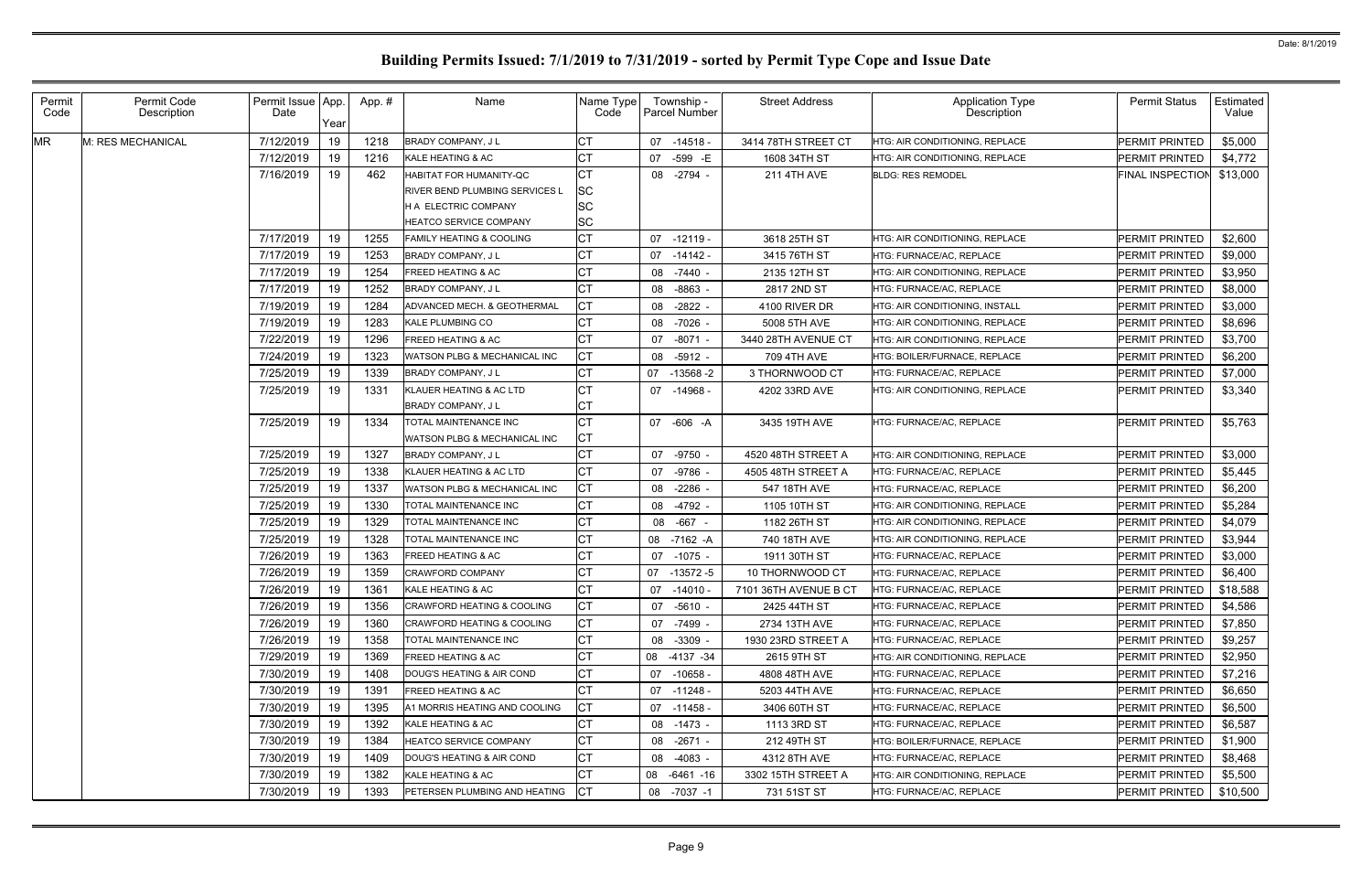# Building Permits Issued: 7/1/2019 to 7/31/2019 - sorted by Permit Type Cope and Issue Date

Date: 8/1/2019

| Permit Code | Permit Code Description | Permit Issue Date | App. Year | App. # | Name | Name Type Code | Township - Parcel Number | Street Address | Application Type Description | Permit Status | Estimated Value |
|---|---|---|---|---|---|---|---|---|---|---|---|
| MR | M: RES MECHANICAL | 7/12/2019 | 19 | 1218 | BRADY COMPANY, J L | CT | 07 -14518 - | 3414 78TH STREET CT | HTG: AIR CONDITIONING, REPLACE | PERMIT PRINTED | $5,000 |
| | | 7/12/2019 | 19 | 1216 | KALE HEATING & AC | CT | 07 -599 -E | 1608 34TH ST | HTG: AIR CONDITIONING, REPLACE | PERMIT PRINTED | $4,772 |
| | | 7/16/2019 | 19 | 462 | HABITAT FOR HUMANITY-QC | CT | 08 -2794 - | 211 4TH AVE | BLDG: RES REMODEL | FINAL INSPECTION | $13,000 |
| | | | | | RIVER BEND PLUMBING SERVICES L | SC | | | | | |
| | | | | | H A ELECTRIC COMPANY | SC | | | | | |
| | | | | | HEATCO SERVICE COMPANY | SC | | | | | |
| | | 7/17/2019 | 19 | 1255 | FAMILY HEATING & COOLING | CT | 07 -12119 - | 3618 25TH ST | HTG: AIR CONDITIONING, REPLACE | PERMIT PRINTED | $2,600 |
| | | 7/17/2019 | 19 | 1253 | BRADY COMPANY, J L | CT | 07 -14142 - | 3415 76TH ST | HTG: FURNACE/AC, REPLACE | PERMIT PRINTED | $9,000 |
| | | 7/17/2019 | 19 | 1254 | FREED HEATING & AC | CT | 08 -7440 - | 2135 12TH ST | HTG: AIR CONDITIONING, REPLACE | PERMIT PRINTED | $3,950 |
| | | 7/17/2019 | 19 | 1252 | BRADY COMPANY, J L | CT | 08 -8863 - | 2817 2ND ST | HTG: FURNACE/AC, REPLACE | PERMIT PRINTED | $8,000 |
| | | 7/19/2019 | 19 | 1284 | ADVANCED MECH. & GEOTHERMAL | CT | 08 -2822 - | 4100 RIVER DR | HTG: AIR CONDITIONING, INSTALL | PERMIT PRINTED | $3,000 |
| | | 7/19/2019 | 19 | 1283 | KALE PLUMBING CO | CT | 08 -7026 - | 5008 5TH AVE | HTG: AIR CONDITIONING, REPLACE | PERMIT PRINTED | $8,696 |
| | | 7/22/2019 | 19 | 1296 | FREED HEATING & AC | CT | 07 -8071 - | 3440 28TH AVENUE CT | HTG: AIR CONDITIONING, REPLACE | PERMIT PRINTED | $3,700 |
| | | 7/24/2019 | 19 | 1323 | WATSON PLBG & MECHANICAL INC | CT | 08 -5912 - | 709 4TH AVE | HTG: BOILER/FURNACE, REPLACE | PERMIT PRINTED | $6,200 |
| | | 7/25/2019 | 19 | 1339 | BRADY COMPANY, J L | CT | 07 -13568 -2 | 3 THORNWOOD CT | HTG: FURNACE/AC, REPLACE | PERMIT PRINTED | $7,000 |
| | | 7/25/2019 | 19 | 1331 | KLAUER HEATING & AC LTD | CT | 07 -14968 - | 4202 33RD AVE | HTG: AIR CONDITIONING, REPLACE | PERMIT PRINTED | $3,340 |
| | | | | | BRADY COMPANY, J L | CT | | | | | |
| | | 7/25/2019 | 19 | 1334 | TOTAL MAINTENANCE INC | CT | 07 -606 -A | 3435 19TH AVE | HTG: FURNACE/AC, REPLACE | PERMIT PRINTED | $5,763 |
| | | | | | WATSON PLBG & MECHANICAL INC | CT | | | | | |
| | | 7/25/2019 | 19 | 1327 | BRADY COMPANY, J L | CT | 07 -9750 - | 4520 48TH STREET A | HTG: AIR CONDITIONING, REPLACE | PERMIT PRINTED | $3,000 |
| | | 7/25/2019 | 19 | 1338 | KLAUER HEATING & AC LTD | CT | 07 -9786 - | 4505 48TH STREET A | HTG: FURNACE/AC, REPLACE | PERMIT PRINTED | $5,445 |
| | | 7/25/2019 | 19 | 1337 | WATSON PLBG & MECHANICAL INC | CT | 08 -2286 - | 547 18TH AVE | HTG: FURNACE/AC, REPLACE | PERMIT PRINTED | $6,200 |
| | | 7/25/2019 | 19 | 1330 | TOTAL MAINTENANCE INC | CT | 08 -4792 - | 1105 10TH ST | HTG: AIR CONDITIONING, REPLACE | PERMIT PRINTED | $5,284 |
| | | 7/25/2019 | 19 | 1329 | TOTAL MAINTENANCE INC | CT | 08 -667 - | 1182 26TH ST | HTG: AIR CONDITIONING, REPLACE | PERMIT PRINTED | $4,079 |
| | | 7/25/2019 | 19 | 1328 | TOTAL MAINTENANCE INC | CT | 08 -7162 -A | 740 18TH AVE | HTG: AIR CONDITIONING, REPLACE | PERMIT PRINTED | $3,944 |
| | | 7/26/2019 | 19 | 1363 | FREED HEATING & AC | CT | 07 -1075 - | 1911 30TH ST | HTG: FURNACE/AC, REPLACE | PERMIT PRINTED | $3,000 |
| | | 7/26/2019 | 19 | 1359 | CRAWFORD COMPANY | CT | 07 -13572 -5 | 10 THORNWOOD CT | HTG: FURNACE/AC, REPLACE | PERMIT PRINTED | $6,400 |
| | | 7/26/2019 | 19 | 1361 | KALE HEATING & AC | CT | 07 -14010 - | 7101 36TH AVENUE B CT | HTG: FURNACE/AC, REPLACE | PERMIT PRINTED | $18,588 |
| | | 7/26/2019 | 19 | 1356 | CRAWFORD HEATING & COOLING | CT | 07 -5610 - | 2425 44TH ST | HTG: FURNACE/AC, REPLACE | PERMIT PRINTED | $4,586 |
| | | 7/26/2019 | 19 | 1360 | CRAWFORD HEATING & COOLING | CT | 07 -7499 - | 2734 13TH AVE | HTG: FURNACE/AC, REPLACE | PERMIT PRINTED | $7,850 |
| | | 7/26/2019 | 19 | 1358 | TOTAL MAINTENANCE INC | CT | 08 -3309 - | 1930 23RD STREET A | HTG: FURNACE/AC, REPLACE | PERMIT PRINTED | $9,257 |
| | | 7/29/2019 | 19 | 1369 | FREED HEATING & AC | CT | 08 -4137 -34 | 2615 9TH ST | HTG: AIR CONDITIONING, REPLACE | PERMIT PRINTED | $2,950 |
| | | 7/30/2019 | 19 | 1408 | DOUG'S HEATING & AIR COND | CT | 07 -10658 - | 4808 48TH AVE | HTG: FURNACE/AC, REPLACE | PERMIT PRINTED | $7,216 |
| | | 7/30/2019 | 19 | 1391 | FREED HEATING & AC | CT | 07 -11248 - | 5203 44TH AVE | HTG: FURNACE/AC, REPLACE | PERMIT PRINTED | $6,650 |
| | | 7/30/2019 | 19 | 1395 | A1 MORRIS HEATING AND COOLING | CT | 07 -11458 - | 3406 60TH ST | HTG: FURNACE/AC, REPLACE | PERMIT PRINTED | $6,500 |
| | | 7/30/2019 | 19 | 1392 | KALE HEATING & AC | CT | 08 -1473 - | 1113 3RD ST | HTG: FURNACE/AC, REPLACE | PERMIT PRINTED | $6,587 |
| | | 7/30/2019 | 19 | 1384 | HEATCO SERVICE COMPANY | CT | 08 -2671 - | 212 49TH ST | HTG: BOILER/FURNACE, REPLACE | PERMIT PRINTED | $1,900 |
| | | 7/30/2019 | 19 | 1409 | DOUG'S HEATING & AIR COND | CT | 08 -4083 - | 4312 8TH AVE | HTG: FURNACE/AC, REPLACE | PERMIT PRINTED | $8,468 |
| | | 7/30/2019 | 19 | 1382 | KALE HEATING & AC | CT | 08 -6461 -16 | 3302 15TH STREET A | HTG: AIR CONDITIONING, REPLACE | PERMIT PRINTED | $5,500 |
| | | 7/30/2019 | 19 | 1393 | PETERSEN PLUMBING AND HEATING | CT | 08 -7037 -1 | 731 51ST ST | HTG: FURNACE/AC, REPLACE | PERMIT PRINTED | $10,500 |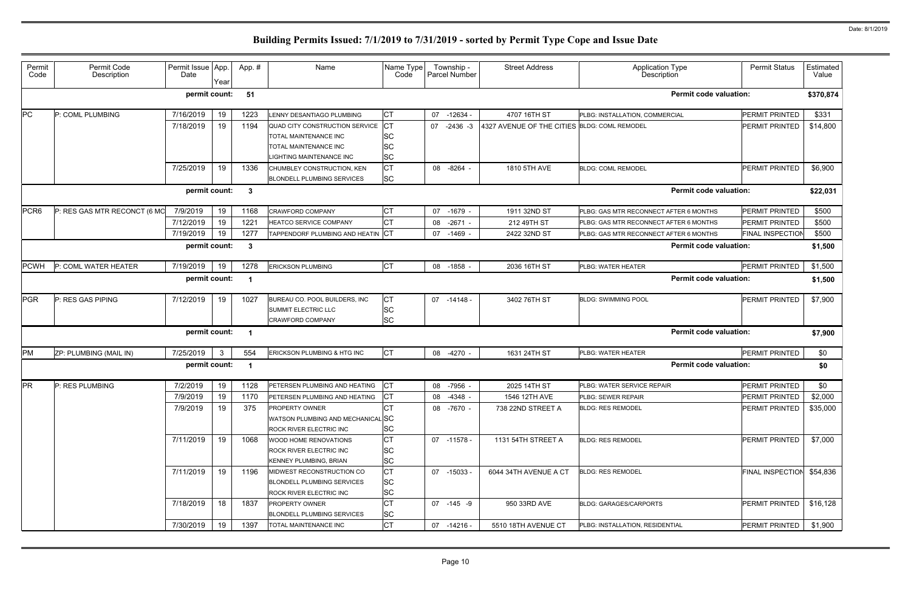# Building Permits Issued: 7/1/2019 to 7/31/2019 - sorted by Permit Type Cope and Issue Date

| Permit Code | Permit Code Description | Permit Issue Date | App. Year | App. # | Name | Name Type Code | Township - Parcel Number | Street Address | Application Type Description | Permit Status | Estimated Value |
|---|---|---|---|---|---|---|---|---|---|---|---|
| | | permit count: | | 51 | | | | | Permit code valuation: | | $370,874 |
| PC | P: COML PLUMBING | 7/16/2019 | 19 | 1223 | LENNY DESANTIAGO PLUMBING | CT | 07 -12634 - | 4707 16TH ST | PLBG: INSTALLATION, COMMERCIAL | PERMIT PRINTED | $331 |
| | | 7/18/2019 | 19 | 1194 | QUAD CITY CONSTRUCTION SERVICE | CT | 07 -2436 -3 | 4327 AVENUE OF THE CITIES | BLDG: COML REMODEL | PERMIT PRINTED | $14,800 |
| | | | | | TOTAL MAINTENANCE INC | SC | | | | | |
| | | | | | TOTAL MAINTENANCE INC | SC | | | | | |
| | | | | | LIGHTING MAINTENANCE INC | SC | | | | | |
| | | 7/25/2019 | 19 | 1336 | CHUMBLEY CONSTRUCTION, KEN | CT | 08 -8264 - | 1810 5TH AVE | BLDG: COML REMODEL | PERMIT PRINTED | $6,900 |
| | | | | | BLONDELL PLUMBING SERVICES | SC | | | | | |
| | | permit count: | | 3 | | | | | Permit code valuation: | | $22,031 |
| PCR6 | P: RES GAS MTR RECONCT (6 MO | 7/9/2019 | 19 | 1168 | CRAWFORD COMPANY | CT | 07 -1679 - | 1911 32ND ST | PLBG: GAS MTR RECONNECT AFTER 6 MONTHS | PERMIT PRINTED | $500 |
| | | 7/12/2019 | 19 | 1221 | HEATCO SERVICE COMPANY | CT | 08 -2671 - | 212 49TH ST | PLBG: GAS MTR RECONNECT AFTER 6 MONTHS | PERMIT PRINTED | $500 |
| | | 7/19/2019 | 19 | 1277 | TAPPENDORF PLUMBING AND HEATIN | CT | 07 -1469 - | 2422 32ND ST | PLBG: GAS MTR RECONNECT AFTER 6 MONTHS | FINAL INSPECTION | $500 |
| | | permit count: | | 3 | | | | | Permit code valuation: | | $1,500 |
| PCWH | P: COML WATER HEATER | 7/19/2019 | 19 | 1278 | ERICKSON PLUMBING | CT | 08 -1858 - | 2036 16TH ST | PLBG: WATER HEATER | PERMIT PRINTED | $1,500 |
| | | permit count: | | 1 | | | | | Permit code valuation: | | $1,500 |
| PGR | P: RES GAS PIPING | 7/12/2019 | 19 | 1027 | BUREAU CO. POOL BUILDERS, INC | CT | 07 -14148 - | 3402 76TH ST | BLDG: SWIMMING POOL | PERMIT PRINTED | $7,900 |
| | | | | | SUMMIT ELECTRIC LLC | SC | | | | | |
| | | | | | CRAWFORD COMPANY | SC | | | | | |
| | | permit count: | | 1 | | | | | Permit code valuation: | | $7,900 |
| PM | ZP: PLUMBING (MAIL IN) | 7/25/2019 | 3 | 554 | ERICKSON PLUMBING & HTG INC | CT | 08 -4270 - | 1631 24TH ST | PLBG: WATER HEATER | PERMIT PRINTED | $0 |
| | | permit count: | | 1 | | | | | Permit code valuation: | | $0 |
| PR | P: RES PLUMBING | 7/2/2019 | 19 | 1128 | PETERSEN PLUMBING AND HEATING | CT | 08 -7956 - | 2025 14TH ST | PLBG: WATER SERVICE REPAIR | PERMIT PRINTED | $0 |
| | | 7/9/2019 | 19 | 1170 | PETERSEN PLUMBING AND HEATING | CT | 08 -4348 - | 1546 12TH AVE | PLBG: SEWER REPAIR | PERMIT PRINTED | $2,000 |
| | | 7/9/2019 | 19 | 375 | PROPERTY OWNER | CT | 08 -7670 - | 738 22ND STREET A | BLDG: RES REMODEL | PERMIT PRINTED | $35,000 |
| | | | | | WATSON PLUMBING AND MECHANICAL | SC | | | | | |
| | | | | | ROCK RIVER ELECTRIC INC | SC | | | | | |
| | | 7/11/2019 | 19 | 1068 | WOOD HOME RENOVATIONS | CT | 07 -11578 - | 1131 54TH STREET A | BLDG: RES REMODEL | PERMIT PRINTED | $7,000 |
| | | | | | ROCK RIVER ELECTRIC INC | SC | | | | | |
| | | | | | KENNEY PLUMBING, BRIAN | SC | | | | | |
| | | 7/11/2019 | 19 | 1196 | MIDWEST RECONSTRUCTION CO | CT | 07 -15033 - | 6044 34TH AVENUE A CT | BLDG: RES REMODEL | FINAL INSPECTION | $54,836 |
| | | | | | BLONDELL PLUMBING SERVICES | SC | | | | | |
| | | | | | ROCK RIVER ELECTRIC INC | SC | | | | | |
| | | 7/18/2019 | 18 | 1837 | PROPERTY OWNER | CT | 07 -145 -9 | 950 33RD AVE | BLDG: GARAGES/CARPORTS | PERMIT PRINTED | $16,128 |
| | | | | | BLONDELL PLUMBING SERVICES | SC | | | | | |
| | | 7/30/2019 | 19 | 1397 | TOTAL MAINTENANCE INC | CT | 07 -14216 - | 5510 18TH AVENUE CT | PLBG: INSTALLATION, RESIDENTIAL | PERMIT PRINTED | $1,900 |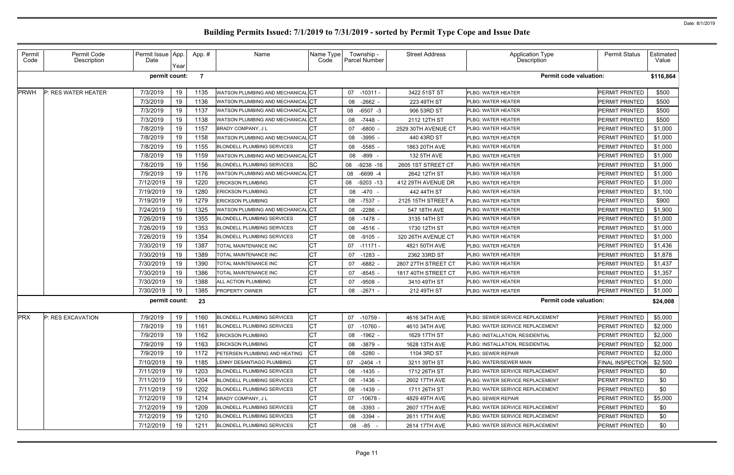# Building Permits Issued: 7/1/2019 to 7/31/2019 - sorted by Permit Type Cope and Issue Date

Date: 8/1/2019

| Permit Code | Permit Code Description | Permit Issue Date | App. Year | App. # | Name | Name Type Code | Township - Parcel Number | Street Address | Application Type Description | Permit Status | Estimated Value |
|---|---|---|---|---|---|---|---|---|---|---|---|
| | | permit count: | | 7 | | | | | Permit code valuation: | | $116,864 |
| PRWH | P: RES WATER HEATER | 7/3/2019 | 19 | 1135 | WATSON PLUMBING AND MECHANICAL | CT | 07 -10311 - | 3422 51ST ST | PLBG: WATER HEATER | PERMIT PRINTED | $500 |
| | | 7/3/2019 | 19 | 1136 | WATSON PLUMBING AND MECHANICAL | CT | 08 -2662 - | 223 49TH ST | PLBG: WATER HEATER | PERMIT PRINTED | $500 |
| | | 7/3/2019 | 19 | 1137 | WATSON PLUMBING AND MECHANICAL | CT | 08 -6507 -3 | 906 53RD ST | PLBG: WATER HEATER | PERMIT PRINTED | $500 |
| | | 7/3/2019 | 19 | 1138 | WATSON PLUMBING AND MECHANICAL | CT | 08 -7448 - | 2112 12TH ST | PLBG: WATER HEATER | PERMIT PRINTED | $500 |
| | | 7/8/2019 | 19 | 1157 | BRADY COMPANY, J L | CT | 07 -6800 - | 2529 30TH AVENUE CT | PLBG: WATER HEATER | PERMIT PRINTED | $1,000 |
| | | 7/8/2019 | 19 | 1158 | WATSON PLUMBING AND MECHANICAL | CT | 08 -3995 - | 440 43RD ST | PLBG: WATER HEATER | PERMIT PRINTED | $1,000 |
| | | 7/8/2019 | 19 | 1155 | BLONDELL PLUMBING SERVICES | CT | 08 -5585 - | 1863 20TH AVE | PLBG: WATER HEATER | PERMIT PRINTED | $1,000 |
| | | 7/8/2019 | 19 | 1159 | WATSON PLUMBING AND MECHANICAL | CT | 08 -899 - | 132 5TH AVE | PLBG: WATER HEATER | PERMIT PRINTED | $1,000 |
| | | 7/8/2019 | 19 | 1156 | BLONDELL PLUMBING SERVICES | SC | 08 -9238 -16 | 2605 1ST STREET CT | PLBG: WATER HEATER | PERMIT PRINTED | $1,000 |
| | | 7/9/2019 | 19 | 1176 | WATSON PLUMBING AND MECHANICAL | CT | 08 -6699 -4 | 2642 12TH ST | PLBG: WATER HEATER | PERMIT PRINTED | $1,000 |
| | | 7/12/2019 | 19 | 1220 | ERICKSON PLUMBING | CT | 08 -9203 -13 | 412 29TH AVENUE DR | PLBG: WATER HEATER | PERMIT PRINTED | $1,000 |
| | | 7/19/2019 | 19 | 1280 | ERICKSON PLUMBING | CT | 08 -470 - | 442 44TH ST | PLBG: WATER HEATER | PERMIT PRINTED | $1,100 |
| | | 7/19/2019 | 19 | 1279 | ERICKSON PLUMBING | CT | 08 -7537 - | 2125 15TH STREET A | PLBG: WATER HEATER | PERMIT PRINTED | $900 |
| | | 7/24/2019 | 19 | 1325 | WATSON PLUMBING AND MECHANICAL | CT | 08 -2286 - | 547 18TH AVE | PLBG: WATER HEATER | PERMIT PRINTED | $1,900 |
| | | 7/26/2019 | 19 | 1355 | BLONDELL PLUMBING SERVICES | CT | 08 -1478 - | 3135 14TH ST | PLBG: WATER HEATER | PERMIT PRINTED | $1,000 |
| | | 7/26/2019 | 19 | 1353 | BLONDELL PLUMBING SERVICES | CT | 08 -4516 - | 1730 12TH ST | PLBG: WATER HEATER | PERMIT PRINTED | $1,000 |
| | | 7/26/2019 | 19 | 1354 | BLONDELL PLUMBING SERVICES | CT | 08 -9105 - | 320 26TH AVENUE CT | PLBG: WATER HEATER | PERMIT PRINTED | $1,000 |
| | | 7/30/2019 | 19 | 1387 | TOTAL MAINTENANCE INC | CT | 07 -11171 - | 4821 50TH AVE | PLBG: WATER HEATER | PERMIT PRINTED | $1,436 |
| | | 7/30/2019 | 19 | 1389 | TOTAL MAINTENANCE INC | CT | 07 -1283 - | 2362 33RD ST | PLBG: WATER HEATER | PERMIT PRINTED | $1,878 |
| | | 7/30/2019 | 19 | 1390 | TOTAL MAINTENANCE INC | CT | 07 -6882 - | 2807 27TH STREET CT | PLBG: WATER HEATER | PERMIT PRINTED | $1,437 |
| | | 7/30/2019 | 19 | 1386 | TOTAL MAINTENANCE INC | CT | 07 -8545 - | 1817 40TH STREET CT | PLBG: WATER HEATER | PERMIT PRINTED | $1,357 |
| | | 7/30/2019 | 19 | 1388 | ALL ACTION PLUMBING | CT | 07 -9508 - | 3410 49TH ST | PLBG: WATER HEATER | PERMIT PRINTED | $1,000 |
| | | 7/30/2019 | 19 | 1385 | PROPERTY OWNER | CT | 08 -2671 - | 212 49TH ST | PLBG: WATER HEATER | PERMIT PRINTED | $1,000 |
| | | permit count: | | 23 | | | | | Permit code valuation: | | $24,008 |
| PRX | P: RES EXCAVATION | 7/9/2019 | 19 | 1160 | BLONDELL PLUMBING SERVICES | CT | 07 -10759 - | 4616 34TH AVE | PLBG: SEWER SERVICE REPLACEMENT | PERMIT PRINTED | $5,000 |
| | | 7/9/2019 | 19 | 1161 | BLONDELL PLUMBING SERVICES | CT | 07 -10760 - | 4610 34TH AVE | PLBG: WATER SERVICE REPLACEMENT | PERMIT PRINTED | $2,000 |
| | | 7/9/2019 | 19 | 1162 | ERICKSON PLUMBING | CT | 08 -1962 - | 1629 17TH ST | PLBG: INSTALLATION, RESIDENTIAL | PERMIT PRINTED | $2,000 |
| | | 7/9/2019 | 19 | 1163 | ERICKSON PLUMBING | CT | 08 -3879 - | 1628 13TH AVE | PLBG: INSTALLATION, RESIDENTIAL | PERMIT PRINTED | $2,000 |
| | | 7/9/2019 | 19 | 1172 | PETERSEN PLUMBING AND HEATING | CT | 08 -5280 - | 1104 3RD ST | PLBG: SEWER REPAIR | PERMIT PRINTED | $2,000 |
| | | 7/10/2019 | 19 | 1185 | LENNY DESANTIAGO PLUMBING | CT | 07 -2404 -1 | 3211 39TH ST | PLBG: WATER/SEWER MAIN | FINAL INSPECTION | $2,500 |
| | | 7/11/2019 | 19 | 1203 | BLONDELL PLUMBING SERVICES | CT | 08 -1435 - | 1712 26TH ST | PLBG: WATER SERVICE REPLACEMENT | PERMIT PRINTED | $0 |
| | | 7/11/2019 | 19 | 1204 | BLONDELL PLUMBING SERVICES | CT | 08 -1436 - | 2602 17TH AVE | PLBG: WATER SERVICE REPLACEMENT | PERMIT PRINTED | $0 |
| | | 7/11/2019 | 19 | 1202 | BLONDELL PLUMBING SERVICES | CT | 08 -1439 - | 1711 26TH ST | PLBG: WATER SERVICE REPLACEMENT | PERMIT PRINTED | $0 |
| | | 7/12/2019 | 19 | 1214 | BRADY COMPANY, J L | CT | 07 -10678 - | 4829 49TH AVE | PLBG: SEWER REPAIR | PERMIT PRINTED | $5,000 |
| | | 7/12/2019 | 19 | 1209 | BLONDELL PLUMBING SERVICES | CT | 08 -3393 - | 2607 17TH AVE | PLBG: WATER SERVICE REPLACEMENT | PERMIT PRINTED | $0 |
| | | 7/12/2019 | 19 | 1210 | BLONDELL PLUMBING SERVICES | CT | 08 -3394 - | 2611 17TH AVE | PLBG: WATER SERVICE REPLACEMENT | PERMIT PRINTED | $0 |
| | | 7/12/2019 | 19 | 1211 | BLONDELL PLUMBING SERVICES | CT | 08 -85 - | 2614 17TH AVE | PLBG: WATER SERVICE REPLACEMENT | PERMIT PRINTED | $0 |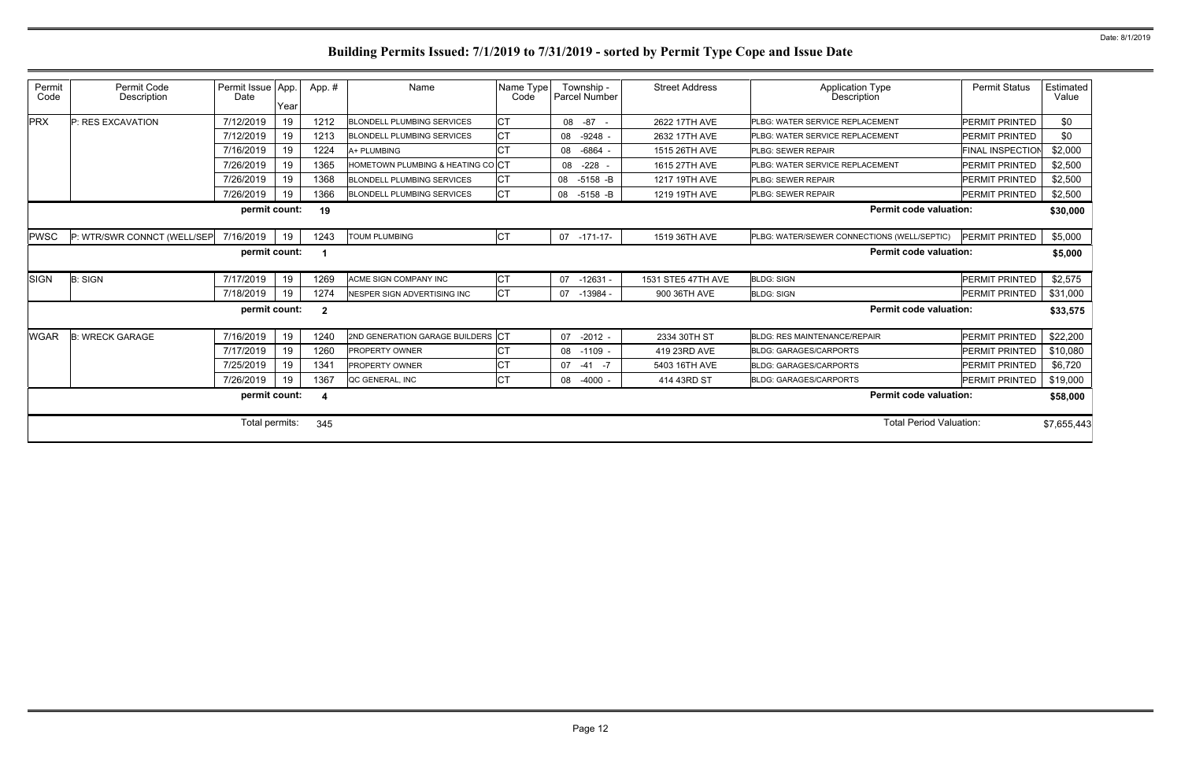# Building Permits Issued: 7/1/2019 to 7/31/2019 - sorted by Permit Type Cope and Issue Date

| Permit Code | Permit Code Description | Permit Issue Date | App. Year | App. # | Name | Name Type Code | Township - Parcel Number | Street Address | Application Type Description | Permit Status | Estimated Value |
|---|---|---|---|---|---|---|---|---|---|---|---|
| PRX | P: RES EXCAVATION | 7/12/2019 | 19 | 1212 | BLONDELL PLUMBING SERVICES | CT | 08 -87 - | 2622 17TH AVE | PLBG: WATER SERVICE REPLACEMENT | PERMIT PRINTED | $0 |
| | | 7/12/2019 | 19 | 1213 | BLONDELL PLUMBING SERVICES | CT | 08 -9248 - | 2632 17TH AVE | PLBG: WATER SERVICE REPLACEMENT | PERMIT PRINTED | $0 |
| | | 7/16/2019 | 19 | 1224 | A+ PLUMBING | CT | 08 -6864 - | 1515 26TH AVE | PLBG: SEWER REPAIR | FINAL INSPECTION | $2,000 |
| | | 7/26/2019 | 19 | 1365 | HOMETOWN PLUMBING & HEATING CO | CT | 08 -228 - | 1615 27TH AVE | PLBG: WATER SERVICE REPLACEMENT | PERMIT PRINTED | $2,500 |
| | | 7/26/2019 | 19 | 1368 | BLONDELL PLUMBING SERVICES | CT | 08 -5158 -B | 1217 19TH AVE | PLBG: SEWER REPAIR | PERMIT PRINTED | $2,500 |
| | | 7/26/2019 | 19 | 1366 | BLONDELL PLUMBING SERVICES | CT | 08 -5158 -B | 1219 19TH AVE | PLBG: SEWER REPAIR | PERMIT PRINTED | $2,500 |
| | | permit count: | | 19 | | | | | Permit code valuation: | | $30,000 |
| PWSC | P: WTR/SWR CONNCT (WELL/SEP | 7/16/2019 | 19 | 1243 | TOUM PLUMBING | CT | 07 -171-17- | 1519 36TH AVE | PLBG: WATER/SEWER CONNECTIONS (WELL/SEPTIC) | PERMIT PRINTED | $5,000 |
| | | permit count: | | 1 | | | | | Permit code valuation: | | $5,000 |
| SIGN | B: SIGN | 7/17/2019 | 19 | 1269 | ACME SIGN COMPANY INC | CT | 07 -12631 - | 1531 STE5 47TH AVE | BLDG: SIGN | PERMIT PRINTED | $2,575 |
| | | 7/18/2019 | 19 | 1274 | NESPER SIGN ADVERTISING INC | CT | 07 -13984 - | 900 36TH AVE | BLDG: SIGN | PERMIT PRINTED | $31,000 |
| | | permit count: | | 2 | | | | | Permit code valuation: | | $33,575 |
| WGAR | B: WRECK GARAGE | 7/16/2019 | 19 | 1240 | 2ND GENERATION GARAGE BUILDERS | CT | 07 -2012 - | 2334 30TH ST | BLDG: RES MAINTENANCE/REPAIR | PERMIT PRINTED | $22,200 |
| | | 7/17/2019 | 19 | 1260 | PROPERTY OWNER | CT | 08 -1109 - | 419 23RD AVE | BLDG: GARAGES/CARPORTS | PERMIT PRINTED | $10,080 |
| | | 7/25/2019 | 19 | 1341 | PROPERTY OWNER | CT | 07 -41 -7 | 5403 16TH AVE | BLDG: GARAGES/CARPORTS | PERMIT PRINTED | $6,720 |
| | | 7/26/2019 | 19 | 1367 | QC GENERAL, INC | CT | 08 -4000 - | 414 43RD ST | BLDG: GARAGES/CARPORTS | PERMIT PRINTED | $19,000 |
| | | permit count: | | 4 | | | | | Permit code valuation: | | $58,000 |
| | | Total permits: | | 345 | | | | | Total Period Valuation: | | $7,655,443 |